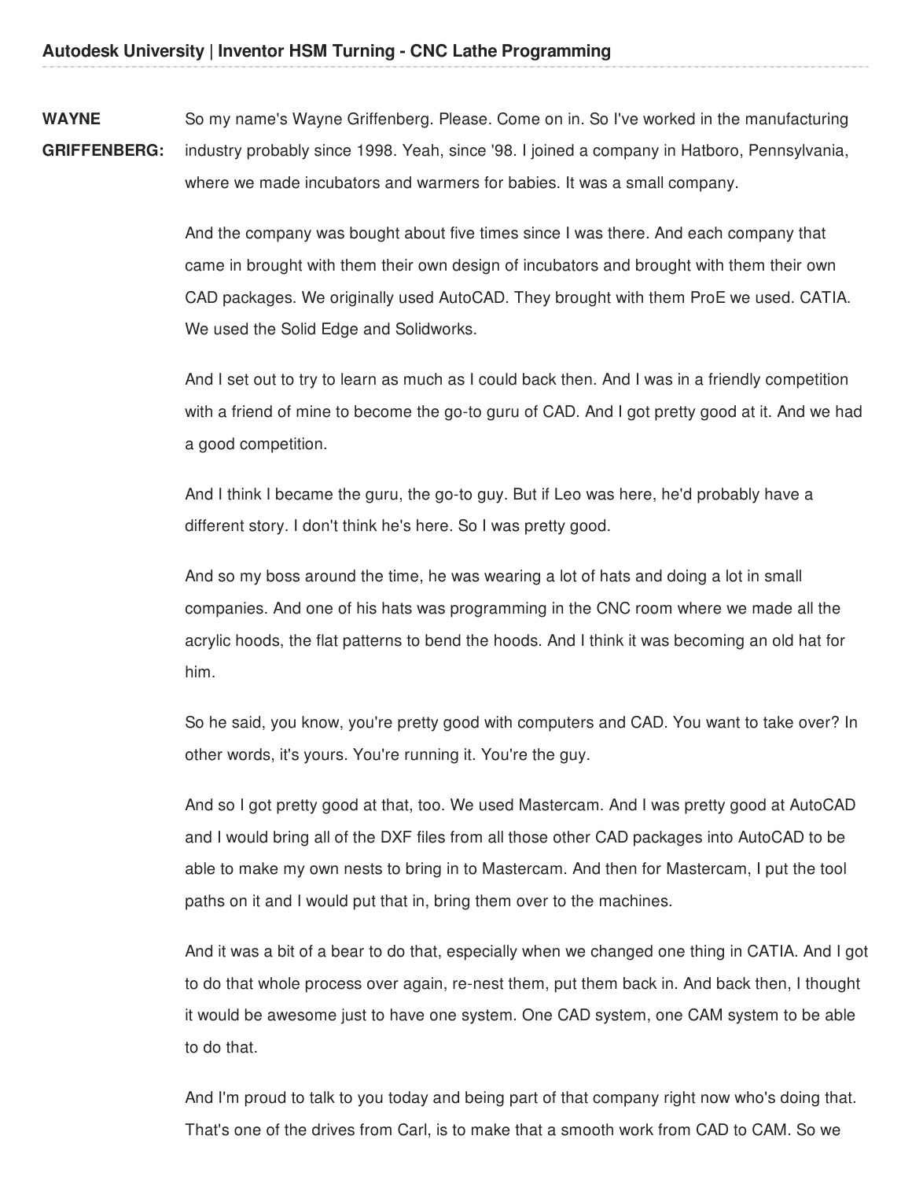**WAYNE GRIFFENBERG:** So my name's Wayne Griffenberg. Please. Come on in. So I've worked in the manufacturing industry probably since 1998. Yeah, since '98. I joined a company in Hatboro, Pennsylvania, where we made incubators and warmers for babies. It was a small company.

And the company was bought about five times since I was there. And each company that came in brought with them their own design of incubators and brought with them their own CAD packages. We originally used AutoCAD. They brought with them ProE we used. CATIA. We used the Solid Edge and Solidworks.

And I set out to try to learn as much as I could back then. And I was in a friendly competition with a friend of mine to become the go-to guru of CAD. And I got pretty good at it. And we had a good competition.

And I think I became the guru, the go-to guy. But if Leo was here, he'd probably have a different story. I don't think he's here. So I was pretty good.

And so my boss around the time, he was wearing a lot of hats and doing a lot in small companies. And one of his hats was programming in the CNC room where we made all the acrylic hoods, the flat patterns to bend the hoods. And I think it was becoming an old hat for him.

So he said, you know, you're pretty good with computers and CAD. You want to take over? In other words, it's yours. You're running it. You're the guy.

And so I got pretty good at that, too. We used Mastercam. And I was pretty good at AutoCAD and I would bring all of the DXF files from all those other CAD packages into AutoCAD to be able to make my own nests to bring in to Mastercam. And then for Mastercam, I put the tool paths on it and I would put that in, bring them over to the machines.

And it was a bit of a bear to do that, especially when we changed one thing in CATIA. And I got to do that whole process over again, re-nest them, put them back in. And back then, I thought it would be awesome just to have one system. One CAD system, one CAM system to be able to do that.

And I'm proud to talk to you today and being part of that company right now who's doing that. That's one of the drives from Carl, is to make that a smooth work from CAD to CAM. So we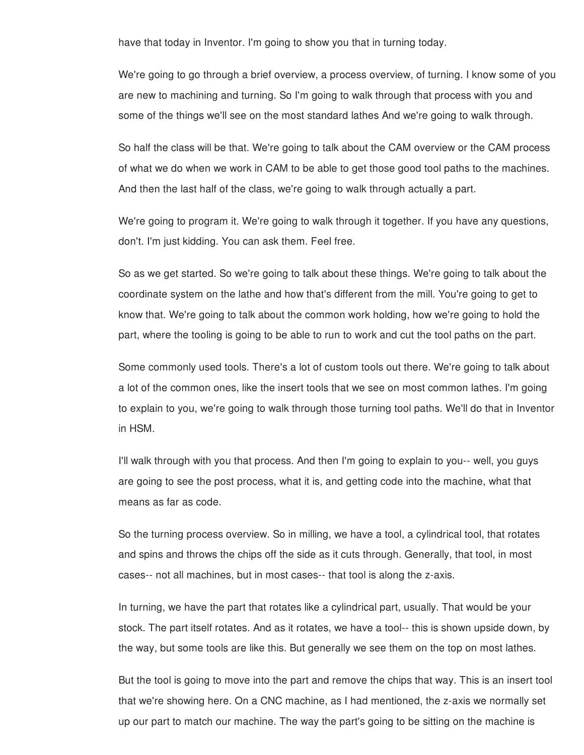have that today in Inventor. I'm going to show you that in turning today.

We're going to go through a brief overview, a process overview, of turning. I know some of you are new to machining and turning. So I'm going to walk through that process with you and some of the things we'll see on the most standard lathes And we're going to walk through.

So half the class will be that. We're going to talk about the CAM overview or the CAM process of what we do when we work in CAM to be able to get those good tool paths to the machines. And then the last half of the class, we're going to walk through actually a part.

We're going to program it. We're going to walk through it together. If you have any questions, don't. I'm just kidding. You can ask them. Feel free.

So as we get started. So we're going to talk about these things. We're going to talk about the coordinate system on the lathe and how that's different from the mill. You're going to get to know that. We're going to talk about the common work holding, how we're going to hold the part, where the tooling is going to be able to run to work and cut the tool paths on the part.

Some commonly used tools. There's a lot of custom tools out there. We're going to talk about a lot of the common ones, like the insert tools that we see on most common lathes. I'm going to explain to you, we're going to walk through those turning tool paths. We'll do that in Inventor in HSM.

I'll walk through with you that process. And then I'm going to explain to you-- well, you guys are going to see the post process, what it is, and getting code into the machine, what that means as far as code.

So the turning process overview. So in milling, we have a tool, a cylindrical tool, that rotates and spins and throws the chips off the side as it cuts through. Generally, that tool, in most cases-- not all machines, but in most cases-- that tool is along the z-axis.

In turning, we have the part that rotates like a cylindrical part, usually. That would be your stock. The part itself rotates. And as it rotates, we have a tool-- this is shown upside down, by the way, but some tools are like this. But generally we see them on the top on most lathes.

But the tool is going to move into the part and remove the chips that way. This is an insert tool that we're showing here. On a CNC machine, as I had mentioned, the z-axis we normally set up our part to match our machine. The way the part's going to be sitting on the machine is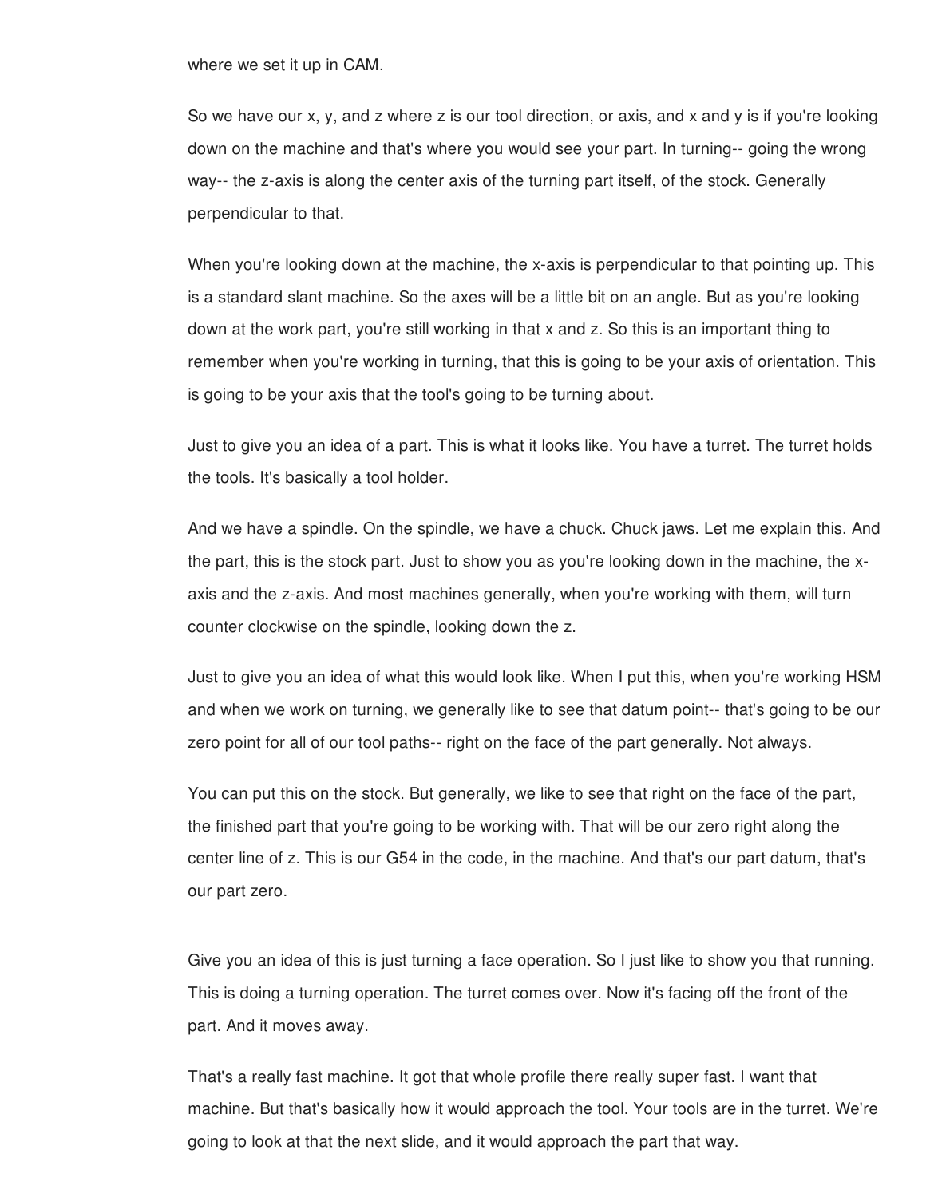where we set it up in CAM.

So we have our x, y, and z where z is our tool direction, or axis, and x and y is if you're looking down on the machine and that's where you would see your part. In turning-- going the wrong way-- the z-axis is along the center axis of the turning part itself, of the stock. Generally perpendicular to that.

When you're looking down at the machine, the x-axis is perpendicular to that pointing up. This is a standard slant machine. So the axes will be a little bit on an angle. But as you're looking down at the work part, you're still working in that x and z. So this is an important thing to remember when you're working in turning, that this is going to be your axis of orientation. This is going to be your axis that the tool's going to be turning about.

Just to give you an idea of a part. This is what it looks like. You have a turret. The turret holds the tools. It's basically a tool holder.

And we have a spindle. On the spindle, we have a chuck. Chuck jaws. Let me explain this. And the part, this is the stock part. Just to show you as you're looking down in the machine, the x-axis and the z-axis. And most machines generally, when you're working with them, will turn counter clockwise on the spindle, looking down the z.

Just to give you an idea of what this would look like. When I put this, when you're working HSM and when we work on turning, we generally like to see that datum point-- that's going to be our zero point for all of our tool paths-- right on the face of the part generally. Not always.

You can put this on the stock. But generally, we like to see that right on the face of the part, the finished part that you're going to be working with. That will be our zero right along the center line of z. This is our G54 in the code, in the machine. And that's our part datum, that's our part zero.

Give you an idea of this is just turning a face operation. So I just like to show you that running. This is doing a turning operation. The turret comes over. Now it's facing off the front of the part. And it moves away.

That's a really fast machine. It got that whole profile there really super fast. I want that machine. But that's basically how it would approach the tool. Your tools are in the turret. We're going to look at that the next slide, and it would approach the part that way.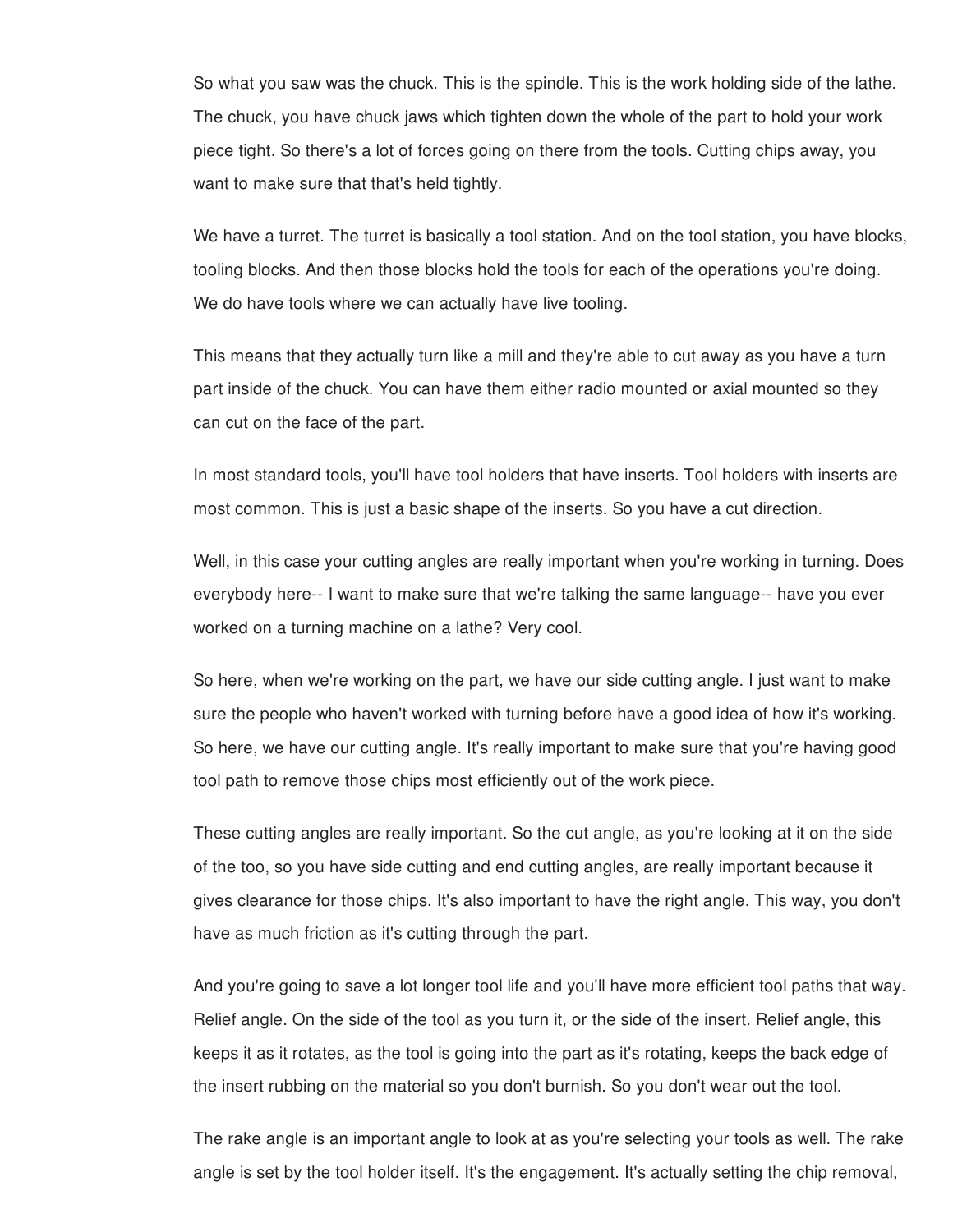So what you saw was the chuck. This is the spindle. This is the work holding side of the lathe. The chuck, you have chuck jaws which tighten down the whole of the part to hold your work piece tight. So there's a lot of forces going on there from the tools. Cutting chips away, you want to make sure that that's held tightly.

We have a turret. The turret is basically a tool station. And on the tool station, you have blocks, tooling blocks. And then those blocks hold the tools for each of the operations you're doing. We do have tools where we can actually have live tooling.

This means that they actually turn like a mill and they're able to cut away as you have a turn part inside of the chuck. You can have them either radio mounted or axial mounted so they can cut on the face of the part.

In most standard tools, you'll have tool holders that have inserts. Tool holders with inserts are most common. This is just a basic shape of the inserts. So you have a cut direction.

Well, in this case your cutting angles are really important when you're working in turning. Does everybody here-- I want to make sure that we're talking the same language-- have you ever worked on a turning machine on a lathe? Very cool.

So here, when we're working on the part, we have our side cutting angle. I just want to make sure the people who haven't worked with turning before have a good idea of how it's working. So here, we have our cutting angle. It's really important to make sure that you're having good tool path to remove those chips most efficiently out of the work piece.

These cutting angles are really important. So the cut angle, as you're looking at it on the side of the too, so you have side cutting and end cutting angles, are really important because it gives clearance for those chips. It's also important to have the right angle. This way, you don't have as much friction as it's cutting through the part.

And you're going to save a lot longer tool life and you'll have more efficient tool paths that way. Relief angle. On the side of the tool as you turn it, or the side of the insert. Relief angle, this keeps it as it rotates, as the tool is going into the part as it's rotating, keeps the back edge of the insert rubbing on the material so you don't burnish. So you don't wear out the tool.

The rake angle is an important angle to look at as you're selecting your tools as well. The rake angle is set by the tool holder itself. It's the engagement. It's actually setting the chip removal,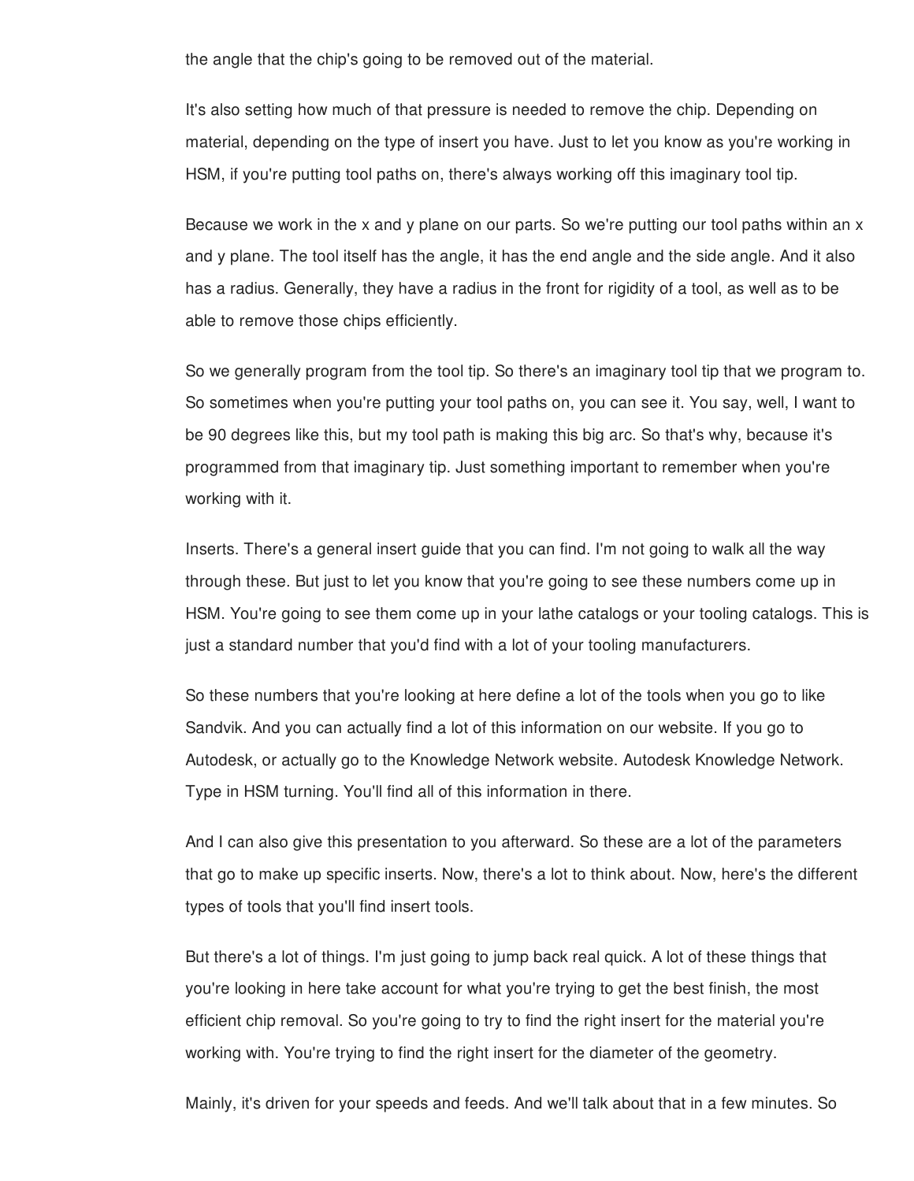the angle that the chip's going to be removed out of the material.

It's also setting how much of that pressure is needed to remove the chip. Depending on material, depending on the type of insert you have. Just to let you know as you're working in HSM, if you're putting tool paths on, there's always working off this imaginary tool tip.

Because we work in the x and y plane on our parts. So we're putting our tool paths within an x and y plane. The tool itself has the angle, it has the end angle and the side angle. And it also has a radius. Generally, they have a radius in the front for rigidity of a tool, as well as to be able to remove those chips efficiently.

So we generally program from the tool tip. So there's an imaginary tool tip that we program to. So sometimes when you're putting your tool paths on, you can see it. You say, well, I want to be 90 degrees like this, but my tool path is making this big arc. So that's why, because it's programmed from that imaginary tip. Just something important to remember when you're working with it.

Inserts. There's a general insert guide that you can find. I'm not going to walk all the way through these. But just to let you know that you're going to see these numbers come up in HSM. You're going to see them come up in your lathe catalogs or your tooling catalogs. This is just a standard number that you'd find with a lot of your tooling manufacturers.

So these numbers that you're looking at here define a lot of the tools when you go to like Sandvik. And you can actually find a lot of this information on our website. If you go to Autodesk, or actually go to the Knowledge Network website. Autodesk Knowledge Network. Type in HSM turning. You'll find all of this information in there.

And I can also give this presentation to you afterward. So these are a lot of the parameters that go to make up specific inserts. Now, there's a lot to think about. Now, here's the different types of tools that you'll find insert tools.

But there's a lot of things. I'm just going to jump back real quick. A lot of these things that you're looking in here take account for what you're trying to get the best finish, the most efficient chip removal. So you're going to try to find the right insert for the material you're working with. You're trying to find the right insert for the diameter of the geometry.

Mainly, it's driven for your speeds and feeds. And we'll talk about that in a few minutes. So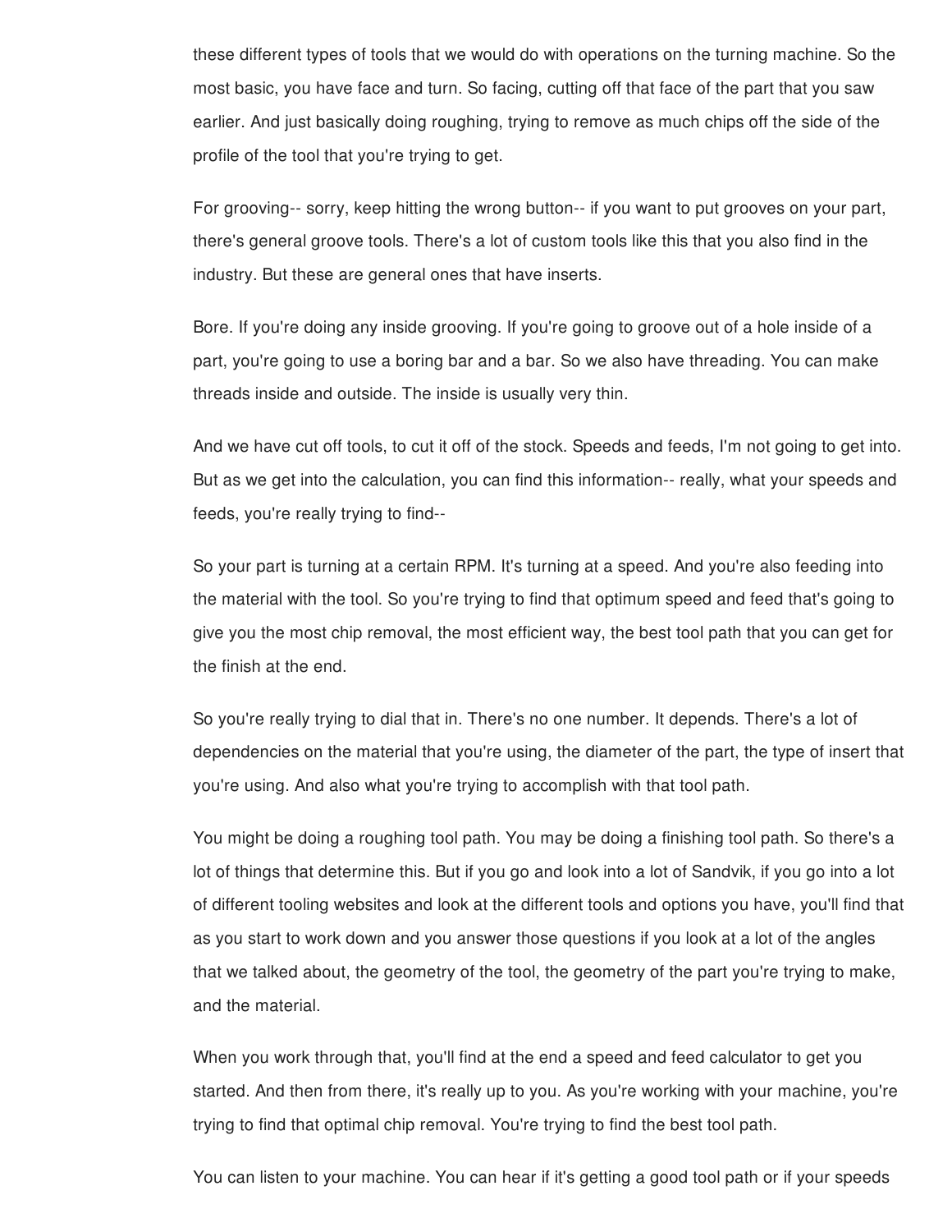these different types of tools that we would do with operations on the turning machine. So the most basic, you have face and turn. So facing, cutting off that face of the part that you saw earlier. And just basically doing roughing, trying to remove as much chips off the side of the profile of the tool that you're trying to get.

For grooving-- sorry, keep hitting the wrong button-- if you want to put grooves on your part, there's general groove tools. There's a lot of custom tools like this that you also find in the industry. But these are general ones that have inserts.

Bore. If you're doing any inside grooving. If you're going to groove out of a hole inside of a part, you're going to use a boring bar and a bar. So we also have threading. You can make threads inside and outside. The inside is usually very thin.

And we have cut off tools, to cut it off of the stock. Speeds and feeds, I'm not going to get into. But as we get into the calculation, you can find this information-- really, what your speeds and feeds, you're really trying to find--

So your part is turning at a certain RPM. It's turning at a speed. And you're also feeding into the material with the tool. So you're trying to find that optimum speed and feed that's going to give you the most chip removal, the most efficient way, the best tool path that you can get for the finish at the end.

So you're really trying to dial that in. There's no one number. It depends. There's a lot of dependencies on the material that you're using, the diameter of the part, the type of insert that you're using. And also what you're trying to accomplish with that tool path.

You might be doing a roughing tool path. You may be doing a finishing tool path. So there's a lot of things that determine this. But if you go and look into a lot of Sandvik, if you go into a lot of different tooling websites and look at the different tools and options you have, you'll find that as you start to work down and you answer those questions if you look at a lot of the angles that we talked about, the geometry of the tool, the geometry of the part you're trying to make, and the material.

When you work through that, you'll find at the end a speed and feed calculator to get you started. And then from there, it's really up to you. As you're working with your machine, you're trying to find that optimal chip removal. You're trying to find the best tool path.

You can listen to your machine. You can hear if it's getting a good tool path or if your speeds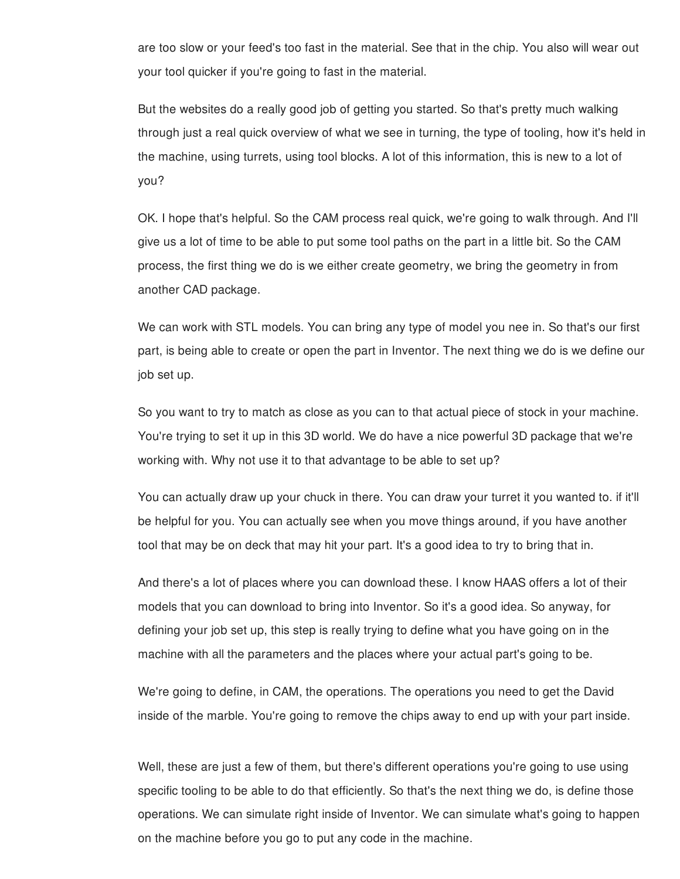are too slow or your feed's too fast in the material. See that in the chip. You also will wear out your tool quicker if you're going to fast in the material.

But the websites do a really good job of getting you started. So that's pretty much walking through just a real quick overview of what we see in turning, the type of tooling, how it's held in the machine, using turrets, using tool blocks. A lot of this information, this is new to a lot of you?

OK. I hope that's helpful. So the CAM process real quick, we're going to walk through. And I'll give us a lot of time to be able to put some tool paths on the part in a little bit. So the CAM process, the first thing we do is we either create geometry, we bring the geometry in from another CAD package.

We can work with STL models. You can bring any type of model you nee in. So that's our first part, is being able to create or open the part in Inventor. The next thing we do is we define our job set up.

So you want to try to match as close as you can to that actual piece of stock in your machine. You're trying to set it up in this 3D world. We do have a nice powerful 3D package that we're working with. Why not use it to that advantage to be able to set up?

You can actually draw up your chuck in there. You can draw your turret it you wanted to. if it'll be helpful for you. You can actually see when you move things around, if you have another tool that may be on deck that may hit your part. It's a good idea to try to bring that in.

And there's a lot of places where you can download these. I know HAAS offers a lot of their models that you can download to bring into Inventor. So it's a good idea. So anyway, for defining your job set up, this step is really trying to define what you have going on in the machine with all the parameters and the places where your actual part's going to be.

We're going to define, in CAM, the operations. The operations you need to get the David inside of the marble. You're going to remove the chips away to end up with your part inside.

Well, these are just a few of them, but there's different operations you're going to use using specific tooling to be able to do that efficiently. So that's the next thing we do, is define those operations. We can simulate right inside of Inventor. We can simulate what's going to happen on the machine before you go to put any code in the machine.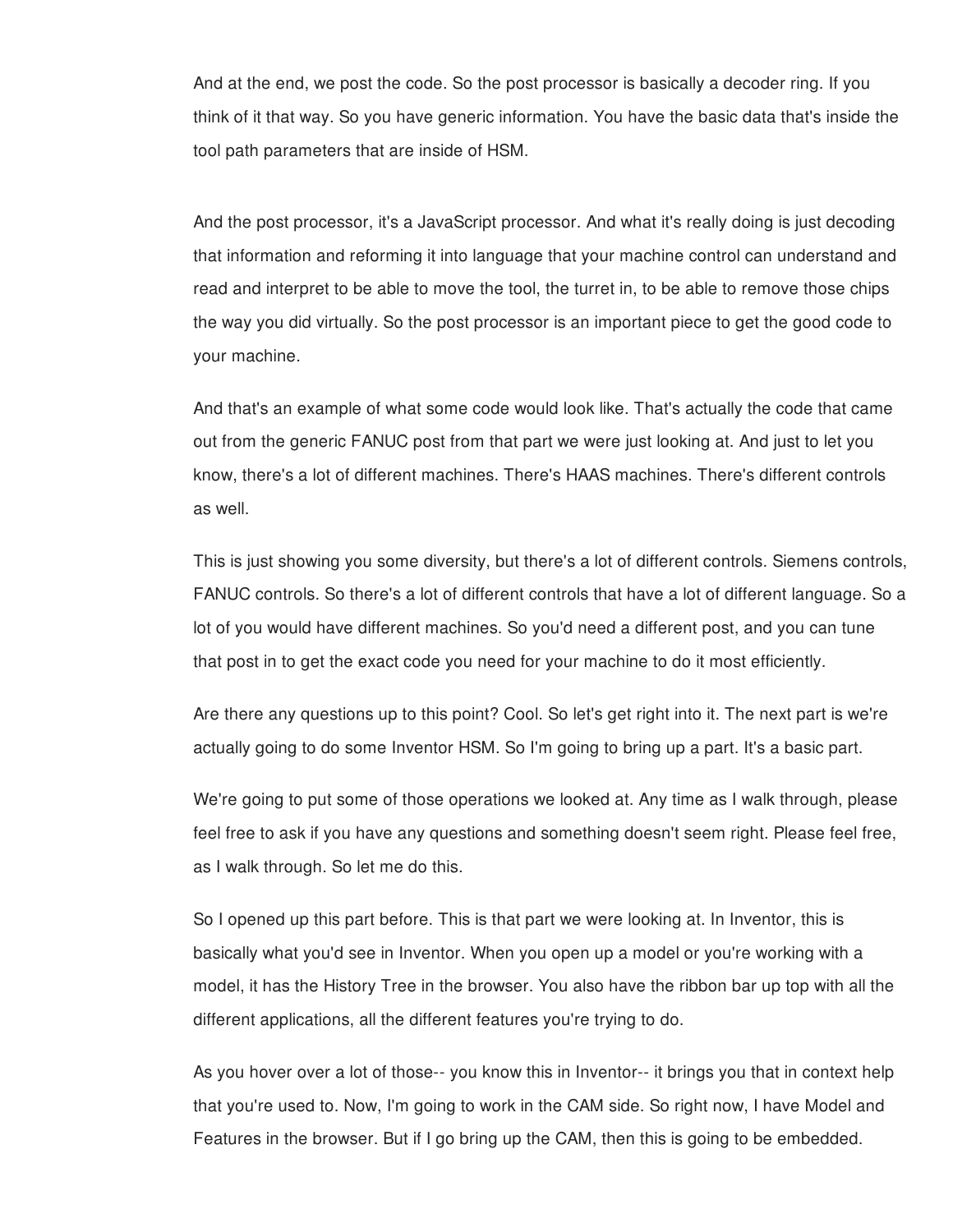And at the end, we post the code. So the post processor is basically a decoder ring. If you think of it that way. So you have generic information. You have the basic data that's inside the tool path parameters that are inside of HSM.

And the post processor, it's a JavaScript processor. And what it's really doing is just decoding that information and reforming it into language that your machine control can understand and read and interpret to be able to move the tool, the turret in, to be able to remove those chips the way you did virtually. So the post processor is an important piece to get the good code to your machine.

And that's an example of what some code would look like. That's actually the code that came out from the generic FANUC post from that part we were just looking at. And just to let you know, there's a lot of different machines. There's HAAS machines. There's different controls as well.

This is just showing you some diversity, but there's a lot of different controls. Siemens controls, FANUC controls. So there's a lot of different controls that have a lot of different language. So a lot of you would have different machines. So you'd need a different post, and you can tune that post in to get the exact code you need for your machine to do it most efficiently.

Are there any questions up to this point? Cool. So let's get right into it. The next part is we're actually going to do some Inventor HSM. So I'm going to bring up a part. It's a basic part.

We're going to put some of those operations we looked at. Any time as I walk through, please feel free to ask if you have any questions and something doesn't seem right. Please feel free, as I walk through. So let me do this.

So I opened up this part before. This is that part we were looking at. In Inventor, this is basically what you'd see in Inventor. When you open up a model or you're working with a model, it has the History Tree in the browser. You also have the ribbon bar up top with all the different applications, all the different features you're trying to do.

As you hover over a lot of those-- you know this in Inventor-- it brings you that in context help that you're used to. Now, I'm going to work in the CAM side. So right now, I have Model and Features in the browser. But if I go bring up the CAM, then this is going to be embedded.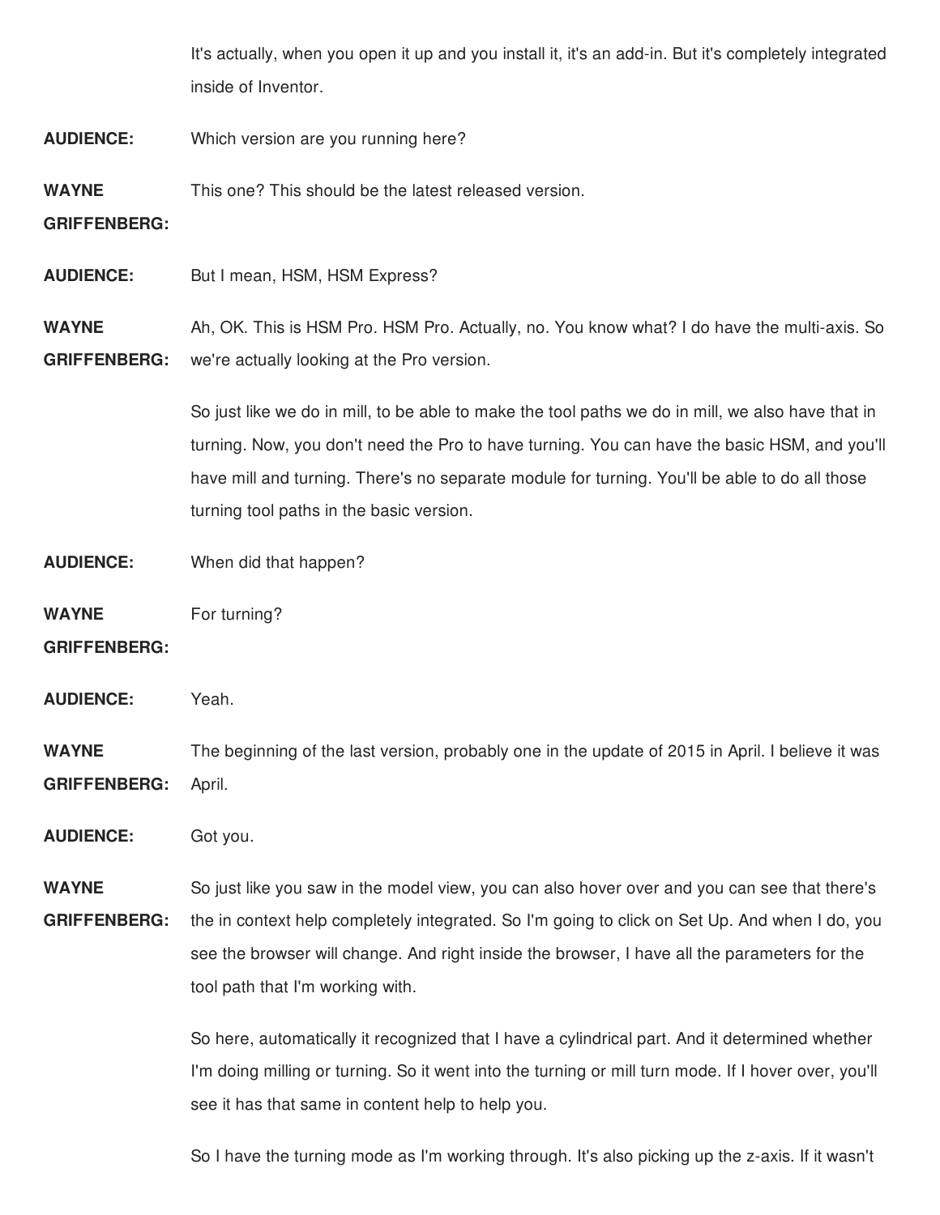It's actually, when you open it up and you install it, it's an add-in. But it's completely integrated inside of Inventor.

**AUDIENCE:** Which version are you running here?

**WAYNE GRIFFENBERG:** This one? This should be the latest released version.

**AUDIENCE:** But I mean, HSM, HSM Express?

**WAYNE GRIFFENBERG:** Ah, OK. This is HSM Pro. HSM Pro. Actually, no. You know what? I do have the multi-axis. So we're actually looking at the Pro version.

So just like we do in mill, to be able to make the tool paths we do in mill, we also have that in turning. Now, you don't need the Pro to have turning. You can have the basic HSM, and you'll have mill and turning. There's no separate module for turning. You'll be able to do all those turning tool paths in the basic version.

**AUDIENCE:** When did that happen?

**WAYNE GRIFFENBERG:** For turning?

**AUDIENCE:** Yeah.

**WAYNE GRIFFENBERG:** The beginning of the last version, probably one in the update of 2015 in April. I believe it was April.

**AUDIENCE:** Got you.

**WAYNE GRIFFENBERG:** So just like you saw in the model view, you can also hover over and you can see that there's the in context help completely integrated. So I'm going to click on Set Up. And when I do, you see the browser will change. And right inside the browser, I have all the parameters for the tool path that I'm working with.

So here, automatically it recognized that I have a cylindrical part. And it determined whether I'm doing milling or turning. So it went into the turning or mill turn mode. If I hover over, you'll see it has that same in content help to help you.

So I have the turning mode as I'm working through. It's also picking up the z-axis. If it wasn't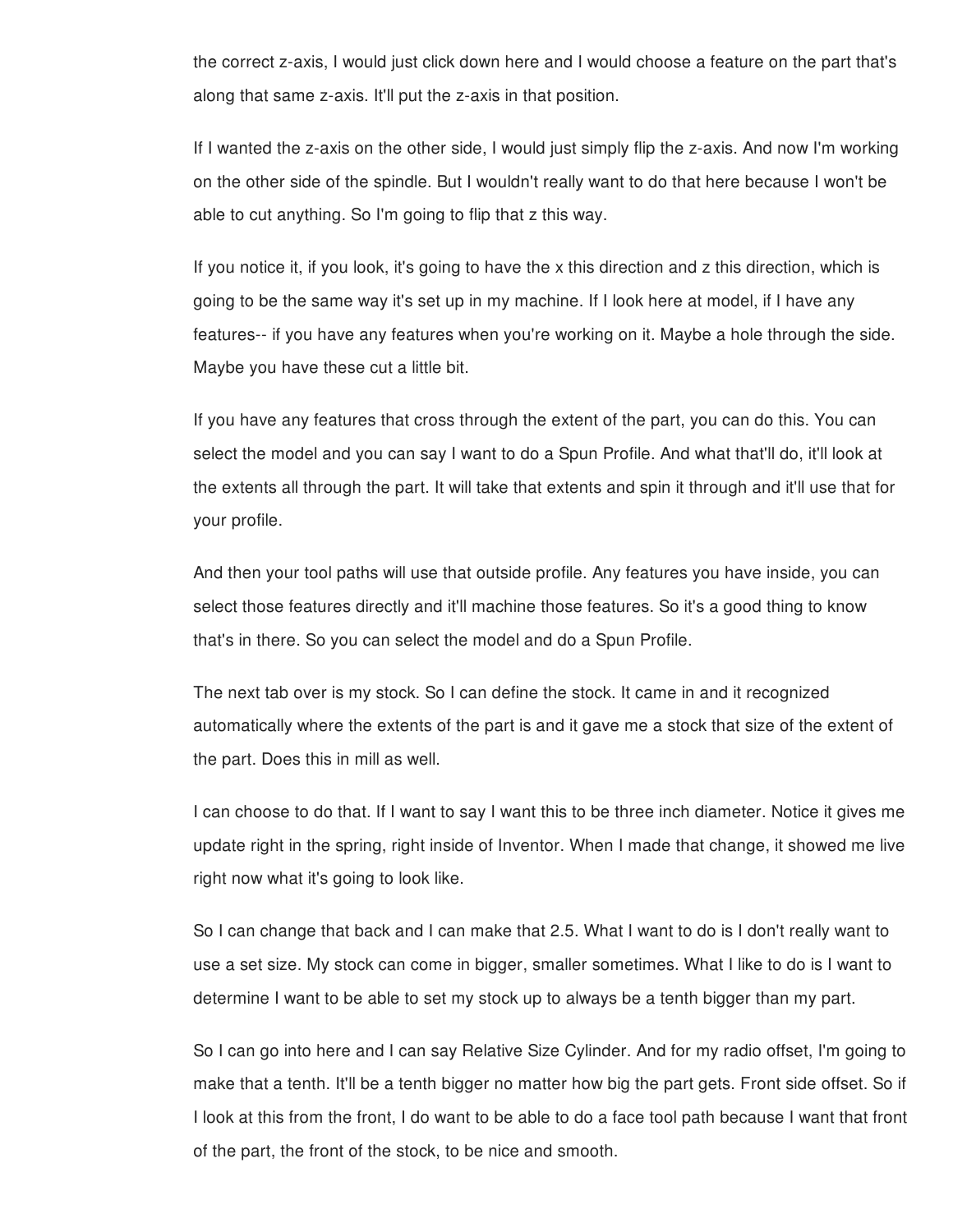the correct z-axis, I would just click down here and I would choose a feature on the part that's along that same z-axis. It'll put the z-axis in that position.

If I wanted the z-axis on the other side, I would just simply flip the z-axis. And now I'm working on the other side of the spindle. But I wouldn't really want to do that here because I won't be able to cut anything. So I'm going to flip that z this way.

If you notice it, if you look, it's going to have the x this direction and z this direction, which is going to be the same way it's set up in my machine. If I look here at model, if I have any features-- if you have any features when you're working on it. Maybe a hole through the side. Maybe you have these cut a little bit.

If you have any features that cross through the extent of the part, you can do this. You can select the model and you can say I want to do a Spun Profile. And what that'll do, it'll look at the extents all through the part. It will take that extents and spin it through and it'll use that for your profile.

And then your tool paths will use that outside profile. Any features you have inside, you can select those features directly and it'll machine those features. So it's a good thing to know that's in there. So you can select the model and do a Spun Profile.

The next tab over is my stock. So I can define the stock. It came in and it recognized automatically where the extents of the part is and it gave me a stock that size of the extent of the part. Does this in mill as well.

I can choose to do that. If I want to say I want this to be three inch diameter. Notice it gives me update right in the spring, right inside of Inventor. When I made that change, it showed me live right now what it's going to look like.

So I can change that back and I can make that 2.5. What I want to do is I don't really want to use a set size. My stock can come in bigger, smaller sometimes. What I like to do is I want to determine I want to be able to set my stock up to always be a tenth bigger than my part.

So I can go into here and I can say Relative Size Cylinder. And for my radio offset, I'm going to make that a tenth. It'll be a tenth bigger no matter how big the part gets. Front side offset. So if I look at this from the front, I do want to be able to do a face tool path because I want that front of the part, the front of the stock, to be nice and smooth.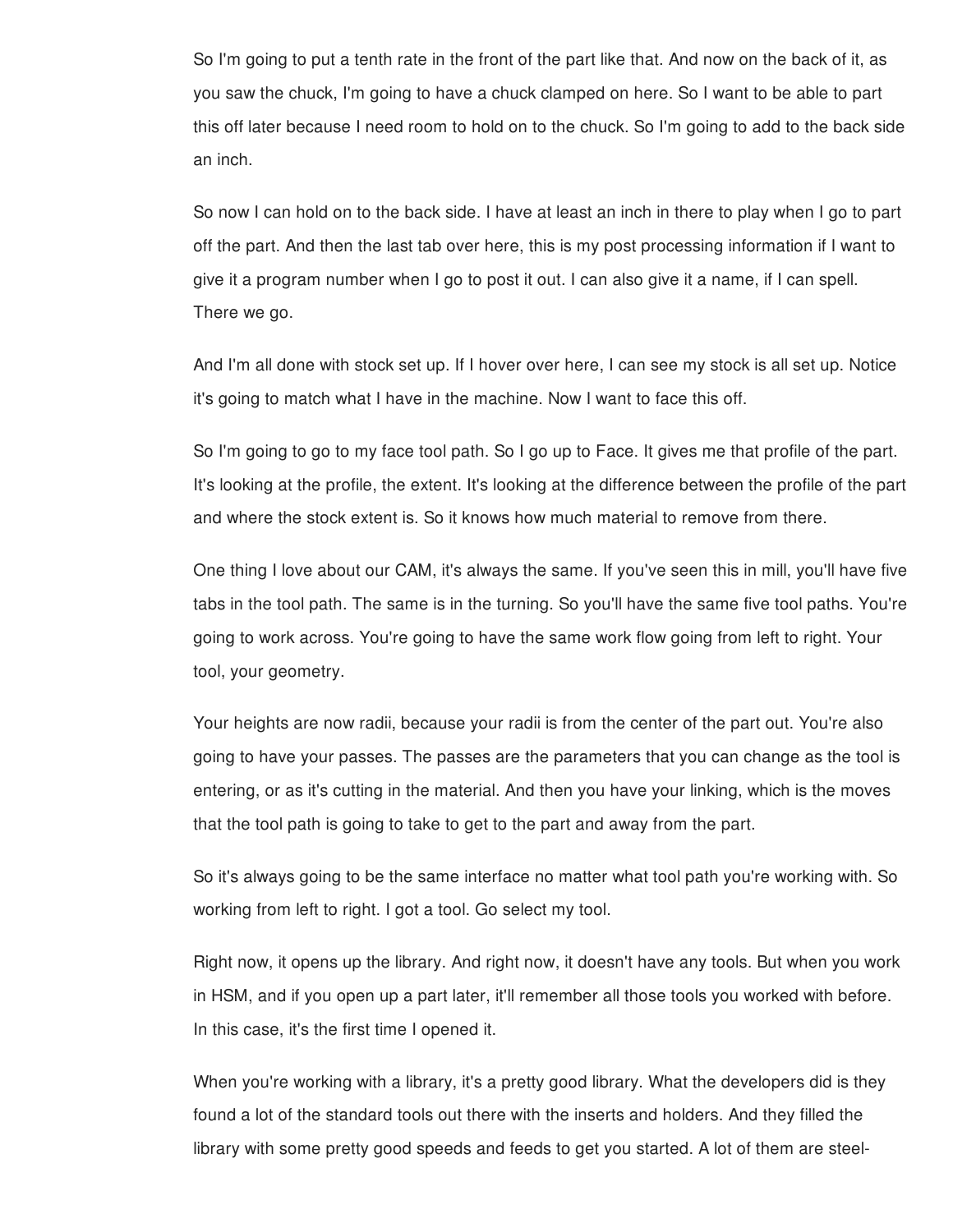So I'm going to put a tenth rate in the front of the part like that. And now on the back of it, as you saw the chuck, I'm going to have a chuck clamped on here. So I want to be able to part this off later because I need room to hold on to the chuck. So I'm going to add to the back side an inch.

So now I can hold on to the back side. I have at least an inch in there to play when I go to part off the part. And then the last tab over here, this is my post processing information if I want to give it a program number when I go to post it out. I can also give it a name, if I can spell. There we go.

And I'm all done with stock set up. If I hover over here, I can see my stock is all set up. Notice it's going to match what I have in the machine. Now I want to face this off.

So I'm going to go to my face tool path. So I go up to Face. It gives me that profile of the part. It's looking at the profile, the extent. It's looking at the difference between the profile of the part and where the stock extent is. So it knows how much material to remove from there.

One thing I love about our CAM, it's always the same. If you've seen this in mill, you'll have five tabs in the tool path. The same is in the turning. So you'll have the same five tool paths. You're going to work across. You're going to have the same work flow going from left to right. Your tool, your geometry.

Your heights are now radii, because your radii is from the center of the part out. You're also going to have your passes. The passes are the parameters that you can change as the tool is entering, or as it's cutting in the material. And then you have your linking, which is the moves that the tool path is going to take to get to the part and away from the part.

So it's always going to be the same interface no matter what tool path you're working with. So working from left to right. I got a tool. Go select my tool.

Right now, it opens up the library. And right now, it doesn't have any tools. But when you work in HSM, and if you open up a part later, it'll remember all those tools you worked with before. In this case, it's the first time I opened it.

When you're working with a library, it's a pretty good library. What the developers did is they found a lot of the standard tools out there with the inserts and holders. And they filled the library with some pretty good speeds and feeds to get you started. A lot of them are steel-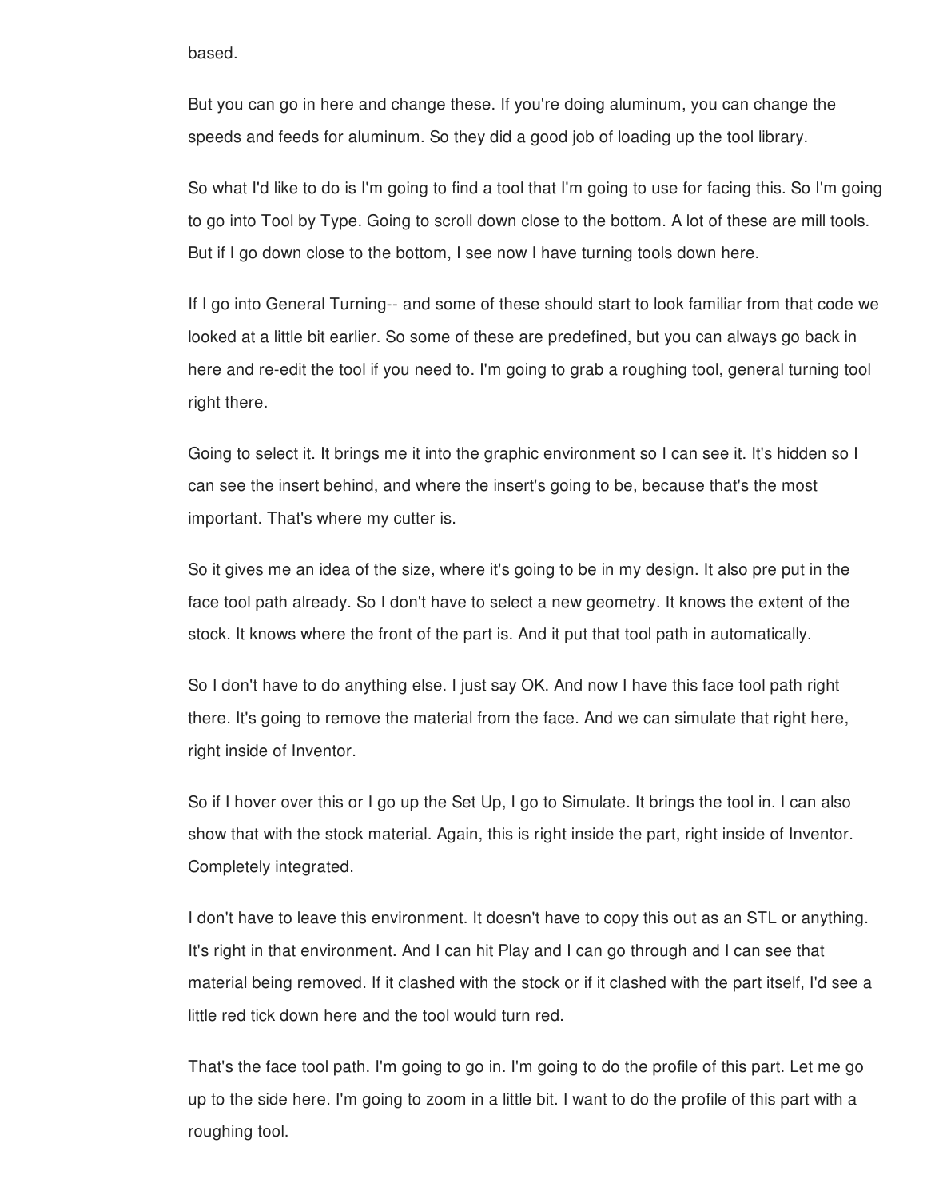based.

But you can go in here and change these. If you're doing aluminum, you can change the speeds and feeds for aluminum. So they did a good job of loading up the tool library.

So what I'd like to do is I'm going to find a tool that I'm going to use for facing this. So I'm going to go into Tool by Type. Going to scroll down close to the bottom. A lot of these are mill tools. But if I go down close to the bottom, I see now I have turning tools down here.

If I go into General Turning-- and some of these should start to look familiar from that code we looked at a little bit earlier. So some of these are predefined, but you can always go back in here and re-edit the tool if you need to. I'm going to grab a roughing tool, general turning tool right there.

Going to select it. It brings me it into the graphic environment so I can see it. It's hidden so I can see the insert behind, and where the insert's going to be, because that's the most important. That's where my cutter is.

So it gives me an idea of the size, where it's going to be in my design. It also pre put in the face tool path already. So I don't have to select a new geometry. It knows the extent of the stock. It knows where the front of the part is. And it put that tool path in automatically.

So I don't have to do anything else. I just say OK. And now I have this face tool path right there. It's going to remove the material from the face. And we can simulate that right here, right inside of Inventor.

So if I hover over this or I go up the Set Up, I go to Simulate. It brings the tool in. I can also show that with the stock material. Again, this is right inside the part, right inside of Inventor. Completely integrated.

I don't have to leave this environment. It doesn't have to copy this out as an STL or anything. It's right in that environment. And I can hit Play and I can go through and I can see that material being removed. If it clashed with the stock or if it clashed with the part itself, I'd see a little red tick down here and the tool would turn red.

That's the face tool path. I'm going to go in. I'm going to do the profile of this part. Let me go up to the side here. I'm going to zoom in a little bit. I want to do the profile of this part with a roughing tool.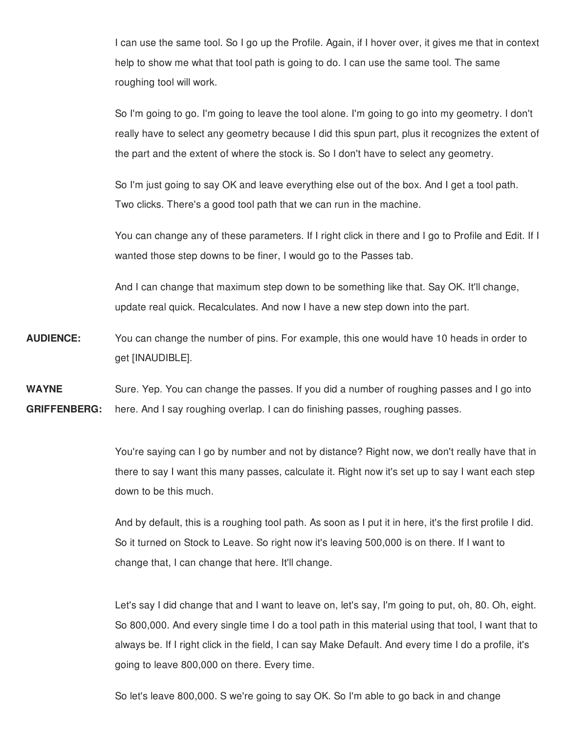I can use the same tool. So I go up the Profile. Again, if I hover over, it gives me that in context help to show me what that tool path is going to do. I can use the same tool. The same roughing tool will work.

So I'm going to go. I'm going to leave the tool alone. I'm going to go into my geometry. I don't really have to select any geometry because I did this spun part, plus it recognizes the extent of the part and the extent of where the stock is. So I don't have to select any geometry.

So I'm just going to say OK and leave everything else out of the box. And I get a tool path. Two clicks. There's a good tool path that we can run in the machine.

You can change any of these parameters. If I right click in there and I go to Profile and Edit. If I wanted those step downs to be finer, I would go to the Passes tab.

And I can change that maximum step down to be something like that. Say OK. It'll change, update real quick. Recalculates. And now I have a new step down into the part.

**AUDIENCE:** You can change the number of pins. For example, this one would have 10 heads in order to get [INAUDIBLE].

**WAYNE GRIFFENBERG:** Sure. Yep. You can change the passes. If you did a number of roughing passes and I go into here. And I say roughing overlap. I can do finishing passes, roughing passes.

You're saying can I go by number and not by distance? Right now, we don't really have that in there to say I want this many passes, calculate it. Right now it's set up to say I want each step down to be this much.

And by default, this is a roughing tool path. As soon as I put it in here, it's the first profile I did. So it turned on Stock to Leave. So right now it's leaving 500,000 is on there. If I want to change that, I can change that here. It'll change.

Let's say I did change that and I want to leave on, let's say, I'm going to put, oh, 80. Oh, eight. So 800,000. And every single time I do a tool path in this material using that tool, I want that to always be. If I right click in the field, I can say Make Default. And every time I do a profile, it's going to leave 800,000 on there. Every time.

So let's leave 800,000. S we're going to say OK. So I'm able to go back in and change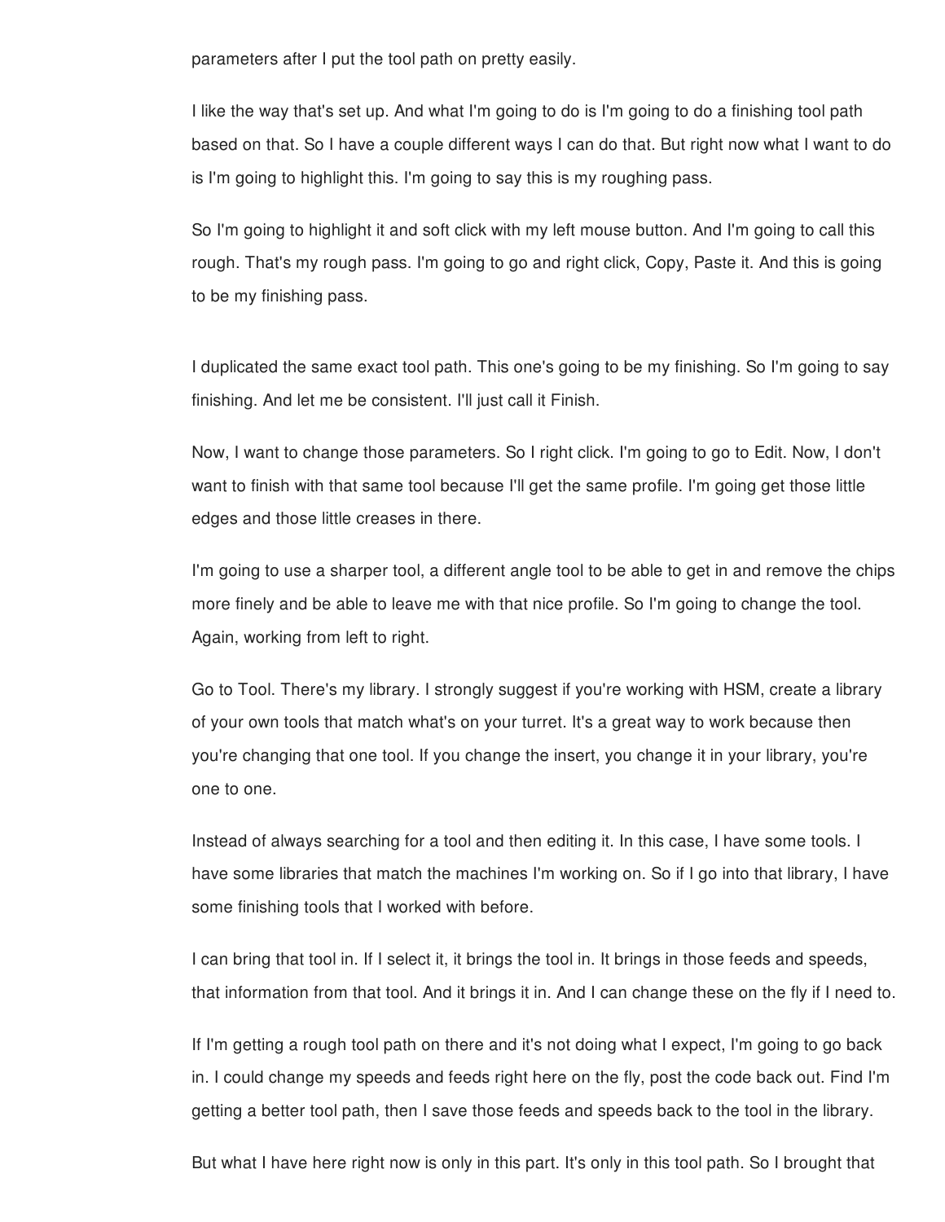parameters after I put the tool path on pretty easily.

I like the way that's set up. And what I'm going to do is I'm going to do a finishing tool path based on that. So I have a couple different ways I can do that. But right now what I want to do is I'm going to highlight this. I'm going to say this is my roughing pass.

So I'm going to highlight it and soft click with my left mouse button. And I'm going to call this rough. That's my rough pass. I'm going to go and right click, Copy, Paste it. And this is going to be my finishing pass.

I duplicated the same exact tool path. This one's going to be my finishing. So I'm going to say finishing. And let me be consistent. I'll just call it Finish.

Now, I want to change those parameters. So I right click. I'm going to go to Edit. Now, I don't want to finish with that same tool because I'll get the same profile. I'm going get those little edges and those little creases in there.

I'm going to use a sharper tool, a different angle tool to be able to get in and remove the chips more finely and be able to leave me with that nice profile. So I'm going to change the tool. Again, working from left to right.

Go to Tool. There's my library. I strongly suggest if you're working with HSM, create a library of your own tools that match what's on your turret. It's a great way to work because then you're changing that one tool. If you change the insert, you change it in your library, you're one to one.

Instead of always searching for a tool and then editing it. In this case, I have some tools. I have some libraries that match the machines I'm working on. So if I go into that library, I have some finishing tools that I worked with before.

I can bring that tool in. If I select it, it brings the tool in. It brings in those feeds and speeds, that information from that tool. And it brings it in. And I can change these on the fly if I need to.

If I'm getting a rough tool path on there and it's not doing what I expect, I'm going to go back in. I could change my speeds and feeds right here on the fly, post the code back out. Find I'm getting a better tool path, then I save those feeds and speeds back to the tool in the library.

But what I have here right now is only in this part. It's only in this tool path. So I brought that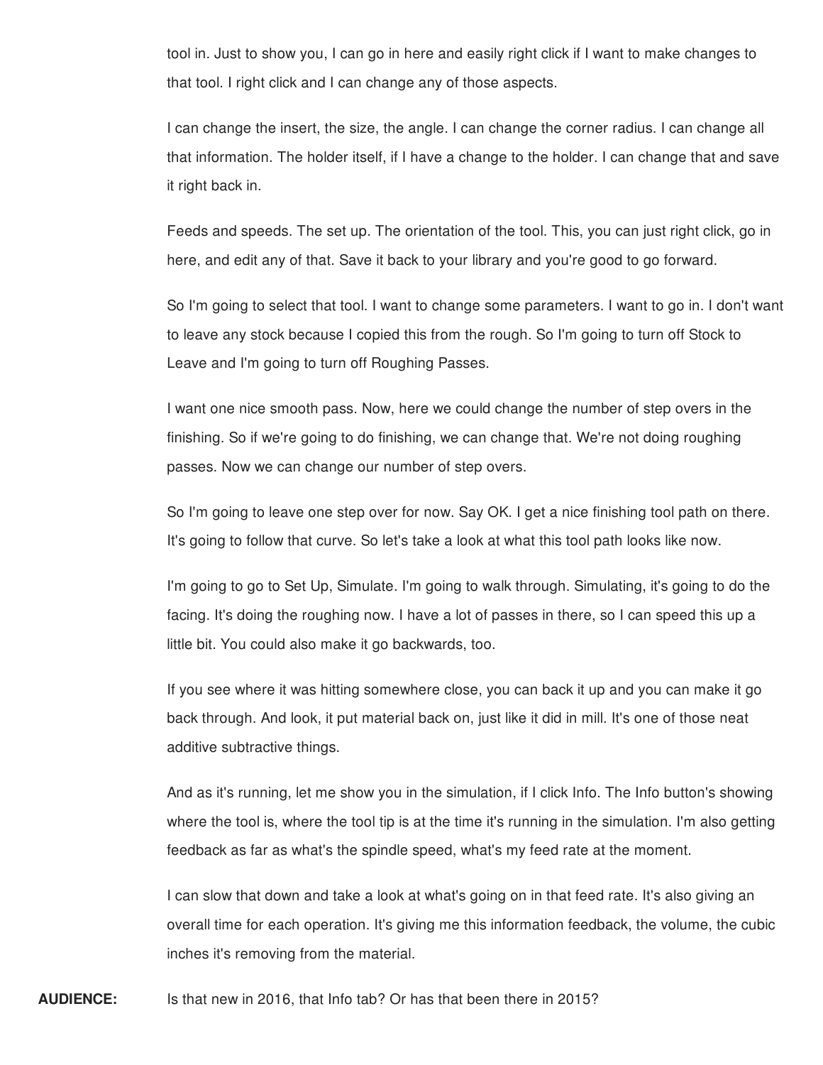tool in. Just to show you, I can go in here and easily right click if I want to make changes to that tool. I right click and I can change any of those aspects.

I can change the insert, the size, the angle. I can change the corner radius. I can change all that information. The holder itself, if I have a change to the holder. I can change that and save it right back in.

Feeds and speeds. The set up. The orientation of the tool. This, you can just right click, go in here, and edit any of that. Save it back to your library and you're good to go forward.

So I'm going to select that tool. I want to change some parameters. I want to go in. I don't want to leave any stock because I copied this from the rough. So I'm going to turn off Stock to Leave and I'm going to turn off Roughing Passes.

I want one nice smooth pass. Now, here we could change the number of step overs in the finishing. So if we're going to do finishing, we can change that. We're not doing roughing passes. Now we can change our number of step overs.

So I'm going to leave one step over for now. Say OK. I get a nice finishing tool path on there. It's going to follow that curve. So let's take a look at what this tool path looks like now.

I'm going to go to Set Up, Simulate. I'm going to walk through. Simulating, it's going to do the facing. It's doing the roughing now. I have a lot of passes in there, so I can speed this up a little bit. You could also make it go backwards, too.

If you see where it was hitting somewhere close, you can back it up and you can make it go back through. And look, it put material back on, just like it did in mill. It's one of those neat additive subtractive things.

And as it's running, let me show you in the simulation, if I click Info. The Info button's showing where the tool is, where the tool tip is at the time it's running in the simulation. I'm also getting feedback as far as what's the spindle speed, what's my feed rate at the moment.

I can slow that down and take a look at what's going on in that feed rate. It's also giving an overall time for each operation. It's giving me this information feedback, the volume, the cubic inches it's removing from the material.

**AUDIENCE:** Is that new in 2016, that Info tab? Or has that been there in 2015?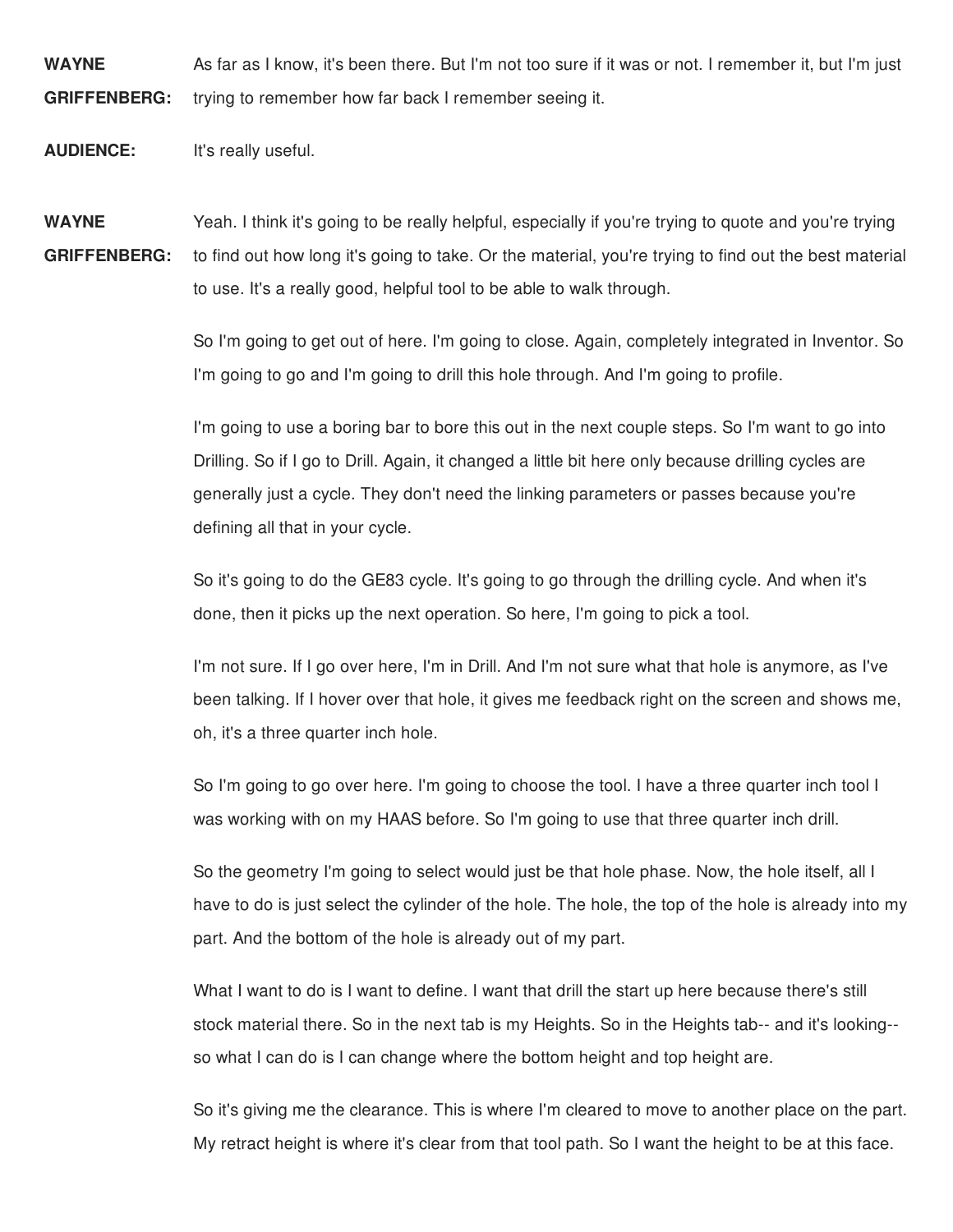**WAYNE GRIFFENBERG:** As far as I know, it's been there. But I'm not too sure if it was or not. I remember it, but I'm just trying to remember how far back I remember seeing it.

**AUDIENCE:** It's really useful.

**WAYNE GRIFFENBERG:** Yeah. I think it's going to be really helpful, especially if you're trying to quote and you're trying to find out how long it's going to take. Or the material, you're trying to find out the best material to use. It's a really good, helpful tool to be able to walk through.

So I'm going to get out of here. I'm going to close. Again, completely integrated in Inventor. So I'm going to go and I'm going to drill this hole through. And I'm going to profile.

I'm going to use a boring bar to bore this out in the next couple steps. So I'm want to go into Drilling. So if I go to Drill. Again, it changed a little bit here only because drilling cycles are generally just a cycle. They don't need the linking parameters or passes because you're defining all that in your cycle.

So it's going to do the GE83 cycle. It's going to go through the drilling cycle. And when it's done, then it picks up the next operation. So here, I'm going to pick a tool.

I'm not sure. If I go over here, I'm in Drill. And I'm not sure what that hole is anymore, as I've been talking. If I hover over that hole, it gives me feedback right on the screen and shows me, oh, it's a three quarter inch hole.

So I'm going to go over here. I'm going to choose the tool. I have a three quarter inch tool I was working with on my HAAS before. So I'm going to use that three quarter inch drill.

So the geometry I'm going to select would just be that hole phase. Now, the hole itself, all I have to do is just select the cylinder of the hole. The hole, the top of the hole is already into my part. And the bottom of the hole is already out of my part.

What I want to do is I want to define. I want that drill the start up here because there's still stock material there. So in the next tab is my Heights. So in the Heights tab-- and it's looking-- so what I can do is I can change where the bottom height and top height are.

So it's giving me the clearance. This is where I'm cleared to move to another place on the part. My retract height is where it's clear from that tool path. So I want the height to be at this face.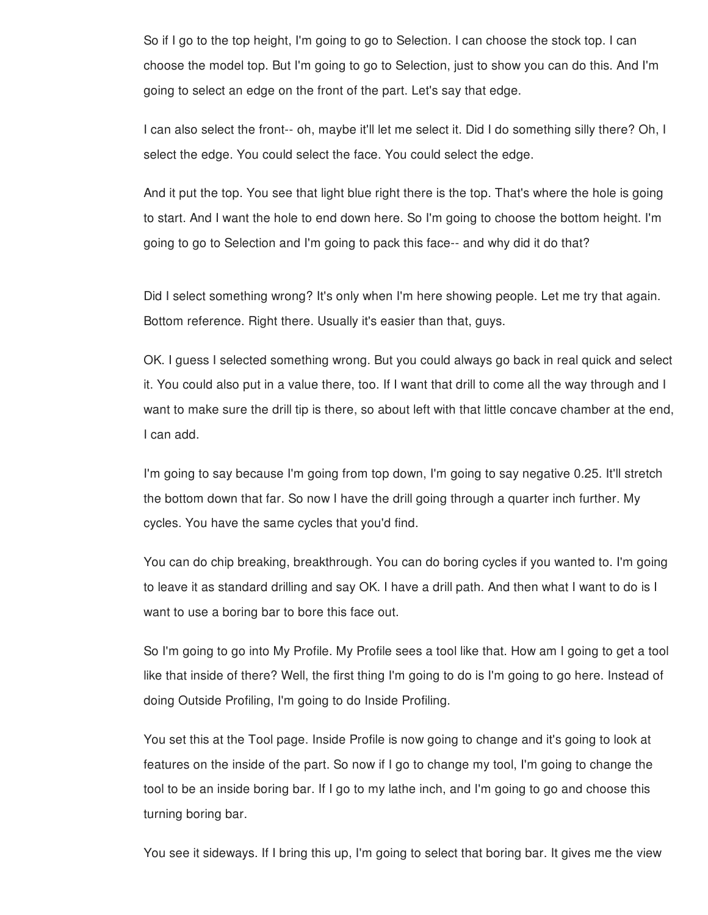So if I go to the top height, I'm going to go to Selection. I can choose the stock top. I can choose the model top. But I'm going to go to Selection, just to show you can do this. And I'm going to select an edge on the front of the part. Let's say that edge.

I can also select the front-- oh, maybe it'll let me select it. Did I do something silly there? Oh, I select the edge. You could select the face. You could select the edge.

And it put the top. You see that light blue right there is the top. That's where the hole is going to start. And I want the hole to end down here. So I'm going to choose the bottom height. I'm going to go to Selection and I'm going to pack this face-- and why did it do that?

Did I select something wrong? It's only when I'm here showing people. Let me try that again. Bottom reference. Right there. Usually it's easier than that, guys.

OK. I guess I selected something wrong. But you could always go back in real quick and select it. You could also put in a value there, too. If I want that drill to come all the way through and I want to make sure the drill tip is there, so about left with that little concave chamber at the end, I can add.

I'm going to say because I'm going from top down, I'm going to say negative 0.25. It'll stretch the bottom down that far. So now I have the drill going through a quarter inch further. My cycles. You have the same cycles that you'd find.

You can do chip breaking, breakthrough. You can do boring cycles if you wanted to. I'm going to leave it as standard drilling and say OK. I have a drill path. And then what I want to do is I want to use a boring bar to bore this face out.

So I'm going to go into My Profile. My Profile sees a tool like that. How am I going to get a tool like that inside of there? Well, the first thing I'm going to do is I'm going to go here. Instead of doing Outside Profiling, I'm going to do Inside Profiling.

You set this at the Tool page. Inside Profile is now going to change and it's going to look at features on the inside of the part. So now if I go to change my tool, I'm going to change the tool to be an inside boring bar. If I go to my lathe inch, and I'm going to go and choose this turning boring bar.

You see it sideways. If I bring this up, I'm going to select that boring bar. It gives me the view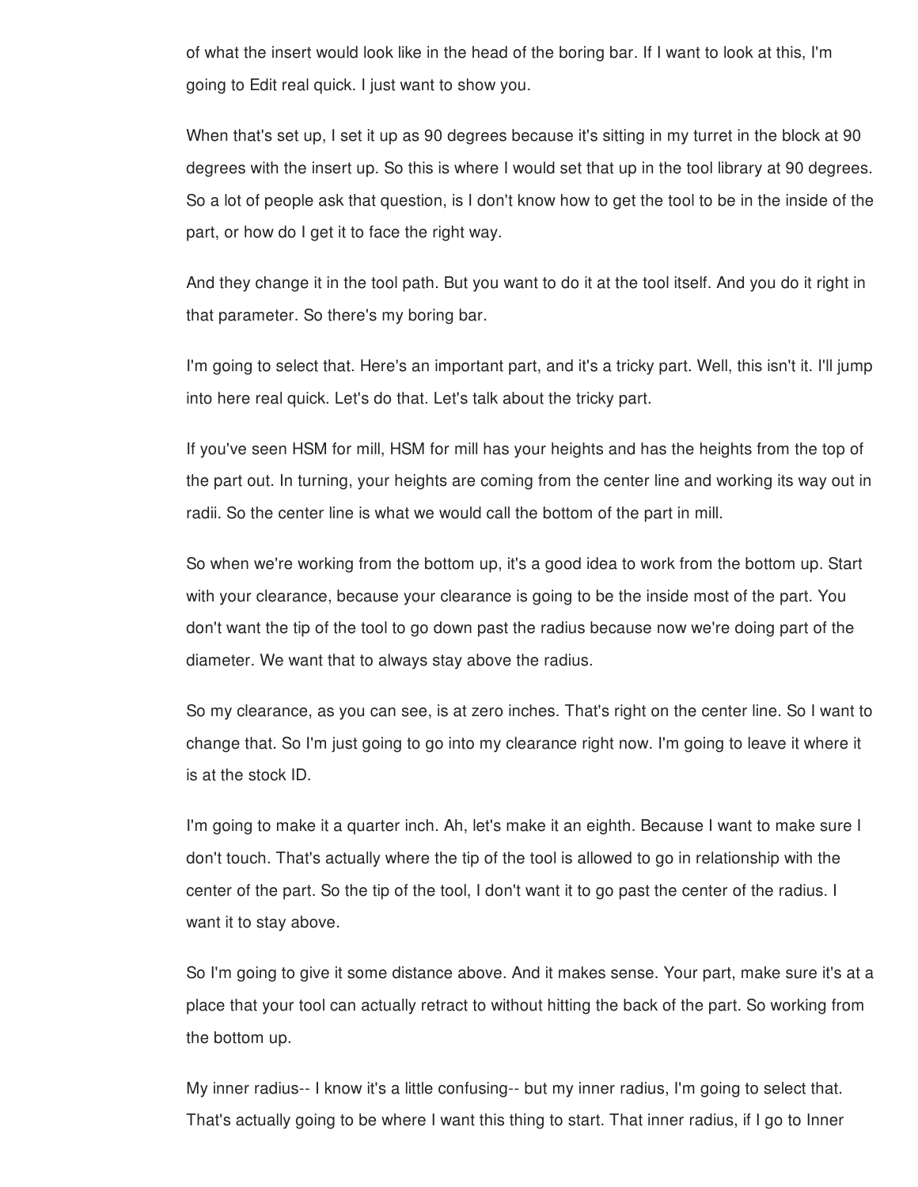of what the insert would look like in the head of the boring bar. If I want to look at this, I'm going to Edit real quick. I just want to show you.

When that's set up, I set it up as 90 degrees because it's sitting in my turret in the block at 90 degrees with the insert up. So this is where I would set that up in the tool library at 90 degrees. So a lot of people ask that question, is I don't know how to get the tool to be in the inside of the part, or how do I get it to face the right way.

And they change it in the tool path. But you want to do it at the tool itself. And you do it right in that parameter. So there's my boring bar.

I'm going to select that. Here's an important part, and it's a tricky part. Well, this isn't it. I'll jump into here real quick. Let's do that. Let's talk about the tricky part.

If you've seen HSM for mill, HSM for mill has your heights and has the heights from the top of the part out. In turning, your heights are coming from the center line and working its way out in radii. So the center line is what we would call the bottom of the part in mill.

So when we're working from the bottom up, it's a good idea to work from the bottom up. Start with your clearance, because your clearance is going to be the inside most of the part. You don't want the tip of the tool to go down past the radius because now we're doing part of the diameter. We want that to always stay above the radius.

So my clearance, as you can see, is at zero inches. That's right on the center line. So I want to change that. So I'm just going to go into my clearance right now. I'm going to leave it where it is at the stock ID.

I'm going to make it a quarter inch. Ah, let's make it an eighth. Because I want to make sure I don't touch. That's actually where the tip of the tool is allowed to go in relationship with the center of the part. So the tip of the tool, I don't want it to go past the center of the radius. I want it to stay above.

So I'm going to give it some distance above. And it makes sense. Your part, make sure it's at a place that your tool can actually retract to without hitting the back of the part. So working from the bottom up.

My inner radius-- I know it's a little confusing-- but my inner radius, I'm going to select that. That's actually going to be where I want this thing to start. That inner radius, if I go to Inner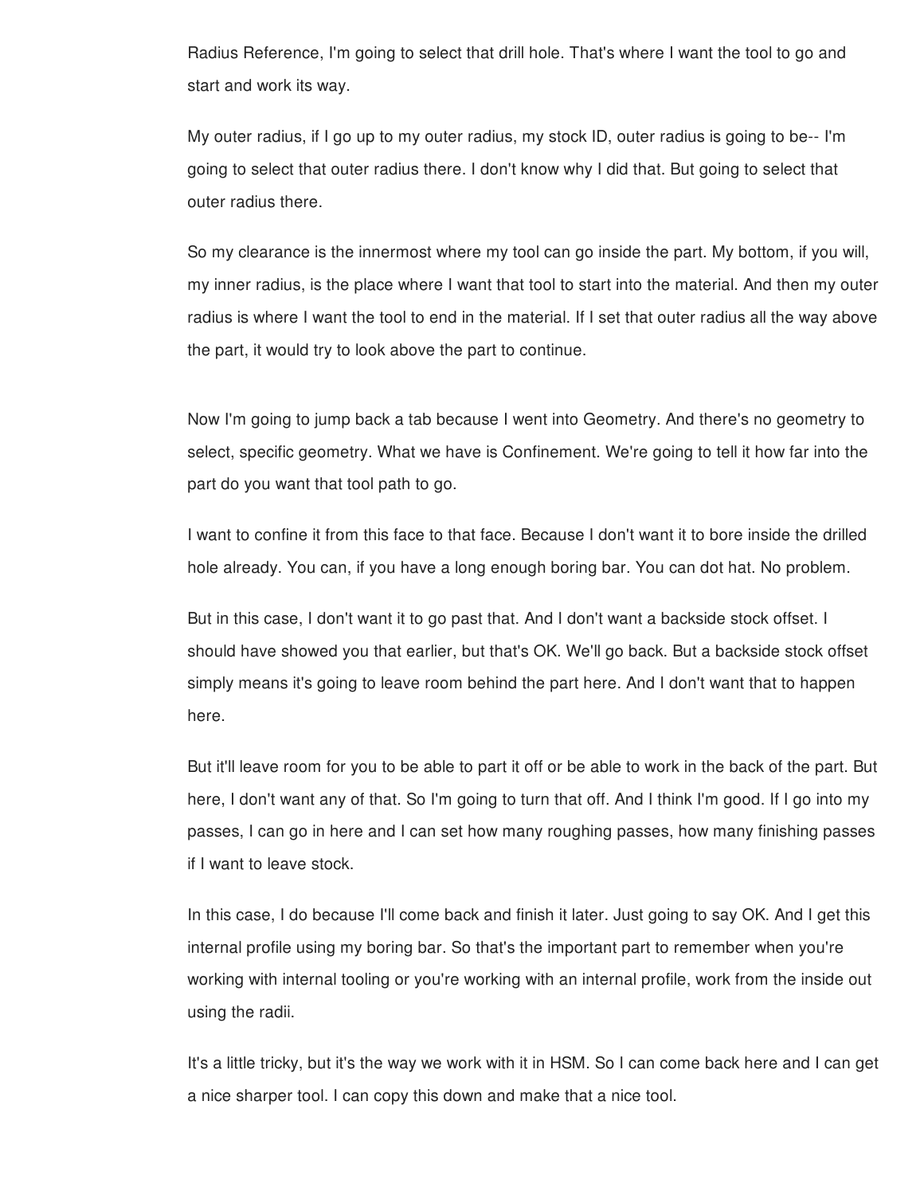Radius Reference, I'm going to select that drill hole. That's where I want the tool to go and start and work its way.

My outer radius, if I go up to my outer radius, my stock ID, outer radius is going to be-- I'm going to select that outer radius there. I don't know why I did that. But going to select that outer radius there.

So my clearance is the innermost where my tool can go inside the part. My bottom, if you will, my inner radius, is the place where I want that tool to start into the material. And then my outer radius is where I want the tool to end in the material. If I set that outer radius all the way above the part, it would try to look above the part to continue.

Now I'm going to jump back a tab because I went into Geometry. And there's no geometry to select, specific geometry. What we have is Confinement. We're going to tell it how far into the part do you want that tool path to go.

I want to confine it from this face to that face. Because I don't want it to bore inside the drilled hole already. You can, if you have a long enough boring bar. You can dot hat. No problem.

But in this case, I don't want it to go past that. And I don't want a backside stock offset. I should have showed you that earlier, but that's OK. We'll go back. But a backside stock offset simply means it's going to leave room behind the part here. And I don't want that to happen here.

But it'll leave room for you to be able to part it off or be able to work in the back of the part. But here, I don't want any of that. So I'm going to turn that off. And I think I'm good. If I go into my passes, I can go in here and I can set how many roughing passes, how many finishing passes if I want to leave stock.

In this case, I do because I'll come back and finish it later. Just going to say OK. And I get this internal profile using my boring bar. So that's the important part to remember when you're working with internal tooling or you're working with an internal profile, work from the inside out using the radii.

It's a little tricky, but it's the way we work with it in HSM. So I can come back here and I can get a nice sharper tool. I can copy this down and make that a nice tool.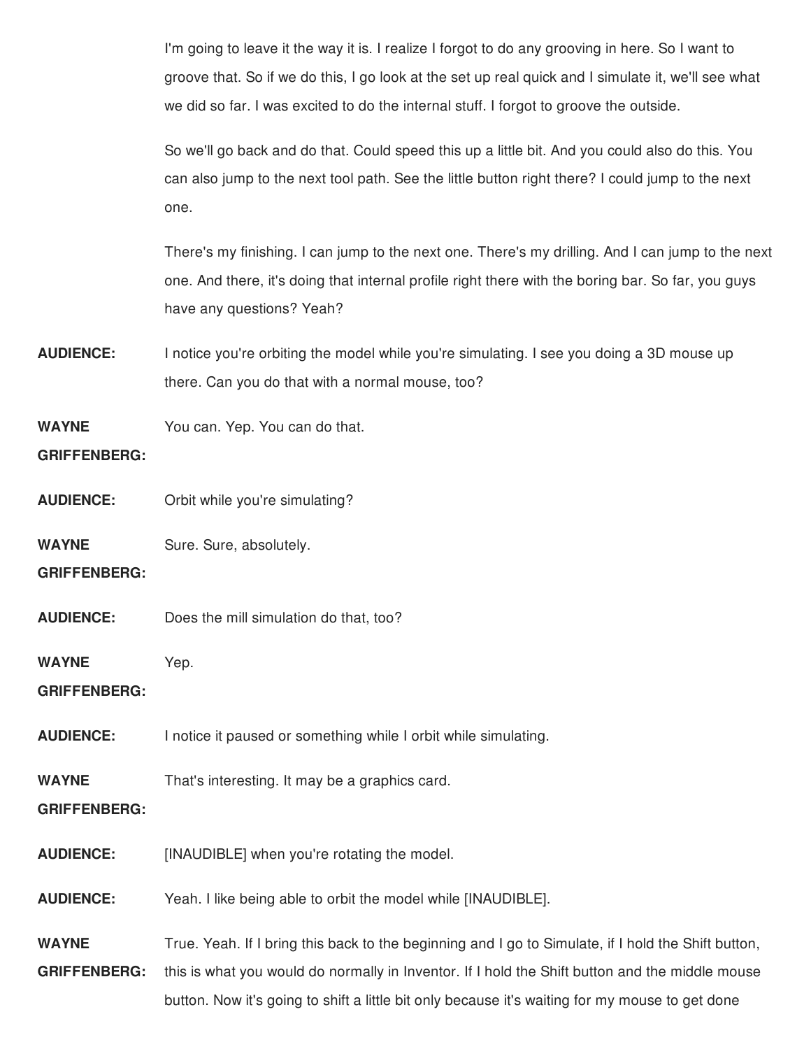I'm going to leave it the way it is. I realize I forgot to do any grooving in here. So I want to groove that. So if we do this, I go look at the set up real quick and I simulate it, we'll see what we did so far. I was excited to do the internal stuff. I forgot to groove the outside.

So we'll go back and do that. Could speed this up a little bit. And you could also do this. You can also jump to the next tool path. See the little button right there? I could jump to the next one.

There's my finishing. I can jump to the next one. There's my drilling. And I can jump to the next one. And there, it's doing that internal profile right there with the boring bar. So far, you guys have any questions? Yeah?

**AUDIENCE:** I notice you're orbiting the model while you're simulating. I see you doing a 3D mouse up there. Can you do that with a normal mouse, too?

**WAYNE GRIFFENBERG:** You can. Yep. You can do that.

**AUDIENCE:** Orbit while you're simulating?

**WAYNE GRIFFENBERG:** Sure. Sure, absolutely.

**AUDIENCE:** Does the mill simulation do that, too?

**WAYNE GRIFFENBERG:** Yep.

**AUDIENCE:** I notice it paused or something while I orbit while simulating.

**WAYNE GRIFFENBERG:** That's interesting. It may be a graphics card.

**AUDIENCE:** [INAUDIBLE] when you're rotating the model.

**AUDIENCE:** Yeah. I like being able to orbit the model while [INAUDIBLE].

**WAYNE GRIFFENBERG:** True. Yeah. If I bring this back to the beginning and I go to Simulate, if I hold the Shift button, this is what you would do normally in Inventor. If I hold the Shift button and the middle mouse button. Now it's going to shift a little bit only because it's waiting for my mouse to get done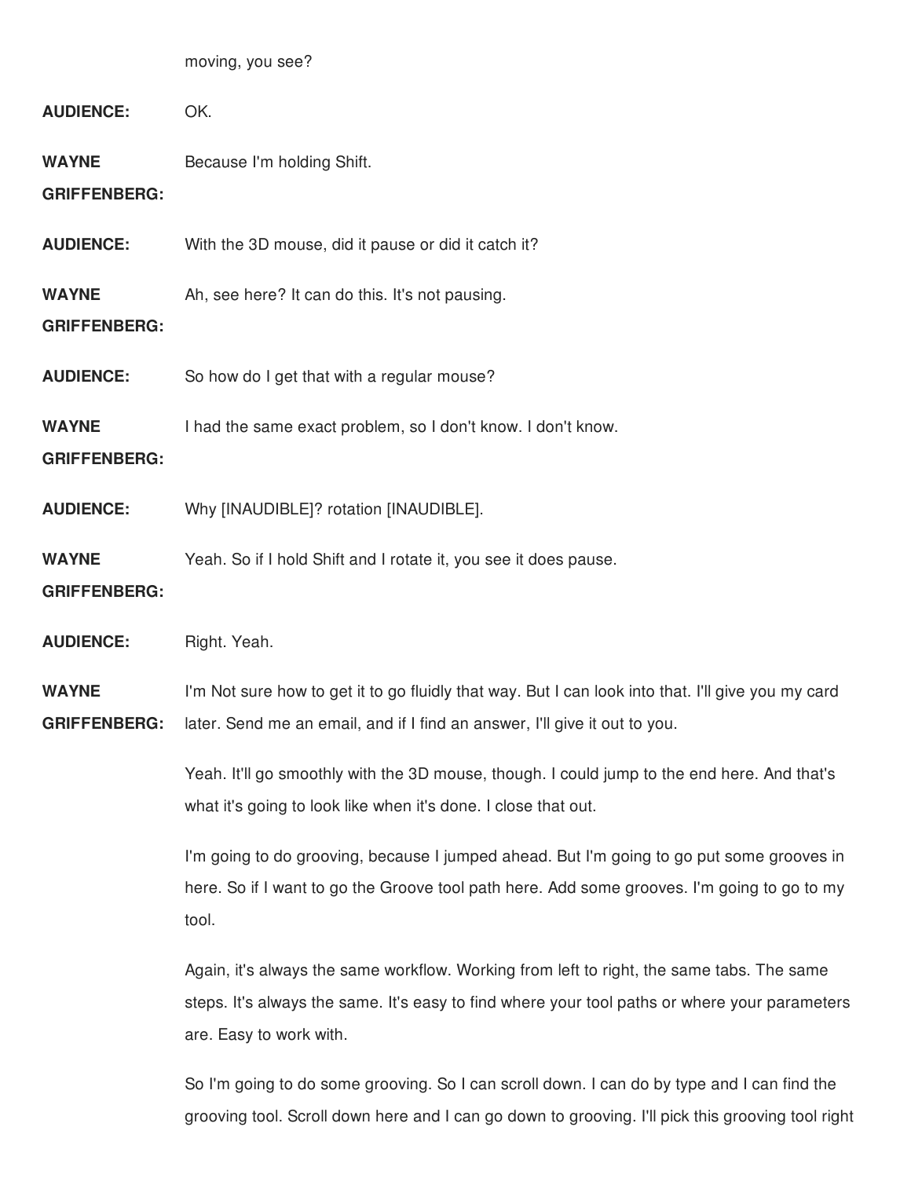moving, you see?

**AUDIENCE:** OK.

**WAYNE GRIFFENBERG:** Because I'm holding Shift.

**AUDIENCE:** With the 3D mouse, did it pause or did it catch it?

**WAYNE GRIFFENBERG:** Ah, see here? It can do this. It's not pausing.

**AUDIENCE:** So how do I get that with a regular mouse?

**WAYNE GRIFFENBERG:** I had the same exact problem, so I don't know. I don't know.

**AUDIENCE:** Why [INAUDIBLE]? rotation [INAUDIBLE].

**WAYNE GRIFFENBERG:** Yeah. So if I hold Shift and I rotate it, you see it does pause.

**AUDIENCE:** Right. Yeah.

**WAYNE GRIFFENBERG:** I'm Not sure how to get it to go fluidly that way. But I can look into that. I'll give you my card later. Send me an email, and if I find an answer, I'll give it out to you.

Yeah. It'll go smoothly with the 3D mouse, though. I could jump to the end here. And that's what it's going to look like when it's done. I close that out.

I'm going to do grooving, because I jumped ahead. But I'm going to go put some grooves in here. So if I want to go the Groove tool path here. Add some grooves. I'm going to go to my tool.

Again, it's always the same workflow. Working from left to right, the same tabs. The same steps. It's always the same. It's easy to find where your tool paths or where your parameters are. Easy to work with.

So I'm going to do some grooving. So I can scroll down. I can do by type and I can find the grooving tool. Scroll down here and I can go down to grooving. I'll pick this grooving tool right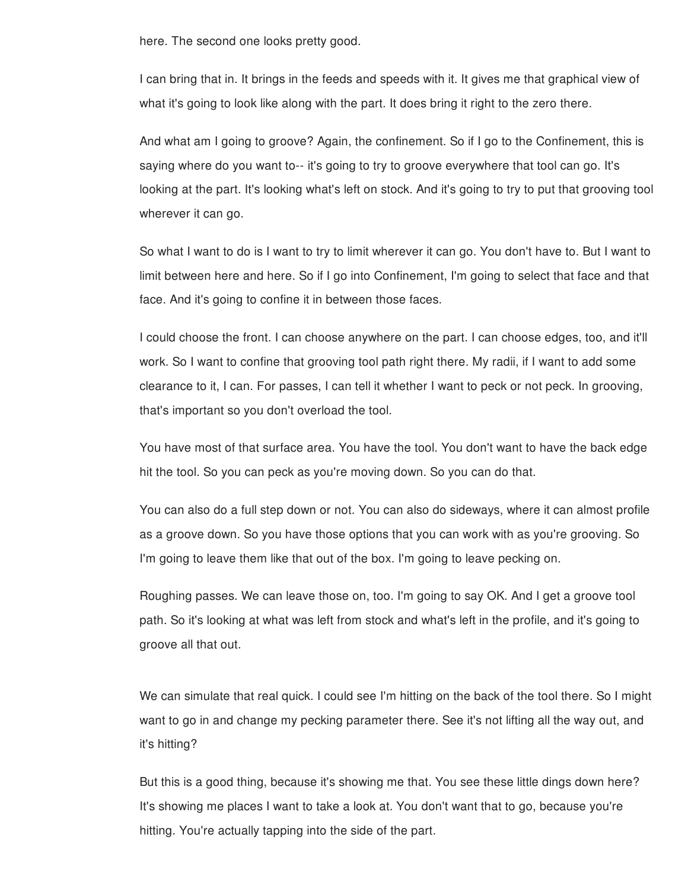here. The second one looks pretty good.

I can bring that in. It brings in the feeds and speeds with it. It gives me that graphical view of what it's going to look like along with the part. It does bring it right to the zero there.

And what am I going to groove? Again, the confinement. So if I go to the Confinement, this is saying where do you want to-- it's going to try to groove everywhere that tool can go. It's looking at the part. It's looking what's left on stock. And it's going to try to put that grooving tool wherever it can go.

So what I want to do is I want to try to limit wherever it can go. You don't have to. But I want to limit between here and here. So if I go into Confinement, I'm going to select that face and that face. And it's going to confine it in between those faces.

I could choose the front. I can choose anywhere on the part. I can choose edges, too, and it'll work. So I want to confine that grooving tool path right there. My radii, if I want to add some clearance to it, I can. For passes, I can tell it whether I want to peck or not peck. In grooving, that's important so you don't overload the tool.

You have most of that surface area. You have the tool. You don't want to have the back edge hit the tool. So you can peck as you're moving down. So you can do that.

You can also do a full step down or not. You can also do sideways, where it can almost profile as a groove down. So you have those options that you can work with as you're grooving. So I'm going to leave them like that out of the box. I'm going to leave pecking on.

Roughing passes. We can leave those on, too. I'm going to say OK. And I get a groove tool path. So it's looking at what was left from stock and what's left in the profile, and it's going to groove all that out.

We can simulate that real quick. I could see I'm hitting on the back of the tool there. So I might want to go in and change my pecking parameter there. See it's not lifting all the way out, and it's hitting?

But this is a good thing, because it's showing me that. You see these little dings down here? It's showing me places I want to take a look at. You don't want that to go, because you're hitting. You're actually tapping into the side of the part.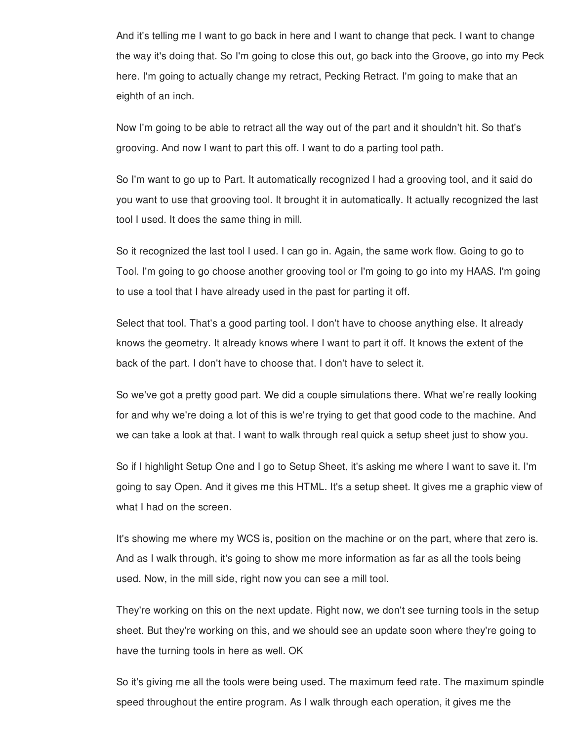And it's telling me I want to go back in here and I want to change that peck. I want to change the way it's doing that. So I'm going to close this out, go back into the Groove, go into my Peck here. I'm going to actually change my retract, Pecking Retract. I'm going to make that an eighth of an inch.

Now I'm going to be able to retract all the way out of the part and it shouldn't hit. So that's grooving. And now I want to part this off. I want to do a parting tool path.

So I'm want to go up to Part. It automatically recognized I had a grooving tool, and it said do you want to use that grooving tool. It brought it in automatically. It actually recognized the last tool I used. It does the same thing in mill.

So it recognized the last tool I used. I can go in. Again, the same work flow. Going to go to Tool. I'm going to go choose another grooving tool or I'm going to go into my HAAS. I'm going to use a tool that I have already used in the past for parting it off.

Select that tool. That's a good parting tool. I don't have to choose anything else. It already knows the geometry. It already knows where I want to part it off. It knows the extent of the back of the part. I don't have to choose that. I don't have to select it.

So we've got a pretty good part. We did a couple simulations there. What we're really looking for and why we're doing a lot of this is we're trying to get that good code to the machine. And we can take a look at that. I want to walk through real quick a setup sheet just to show you.

So if I highlight Setup One and I go to Setup Sheet, it's asking me where I want to save it. I'm going to say Open. And it gives me this HTML. It's a setup sheet. It gives me a graphic view of what I had on the screen.

It's showing me where my WCS is, position on the machine or on the part, where that zero is. And as I walk through, it's going to show me more information as far as all the tools being used. Now, in the mill side, right now you can see a mill tool.

They're working on this on the next update. Right now, we don't see turning tools in the setup sheet. But they're working on this, and we should see an update soon where they're going to have the turning tools in here as well. OK

So it's giving me all the tools were being used. The maximum feed rate. The maximum spindle speed throughout the entire program. As I walk through each operation, it gives me the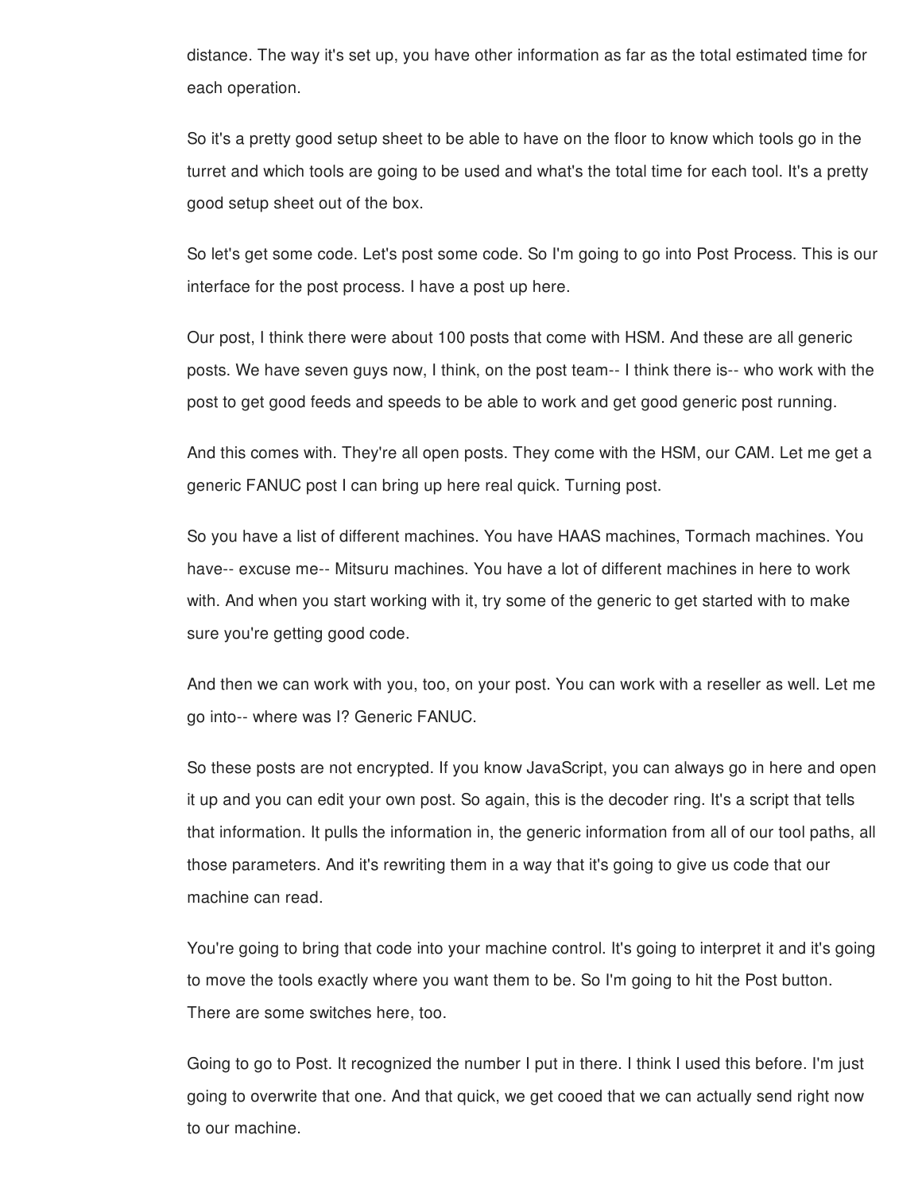distance. The way it's set up, you have other information as far as the total estimated time for each operation.

So it's a pretty good setup sheet to be able to have on the floor to know which tools go in the turret and which tools are going to be used and what's the total time for each tool. It's a pretty good setup sheet out of the box.

So let's get some code. Let's post some code. So I'm going to go into Post Process. This is our interface for the post process. I have a post up here.

Our post, I think there were about 100 posts that come with HSM. And these are all generic posts. We have seven guys now, I think, on the post team-- I think there is-- who work with the post to get good feeds and speeds to be able to work and get good generic post running.

And this comes with. They're all open posts. They come with the HSM, our CAM. Let me get a generic FANUC post I can bring up here real quick. Turning post.

So you have a list of different machines. You have HAAS machines, Tormach machines. You have-- excuse me-- Mitsuru machines. You have a lot of different machines in here to work with. And when you start working with it, try some of the generic to get started with to make sure you're getting good code.

And then we can work with you, too, on your post. You can work with a reseller as well. Let me go into-- where was I? Generic FANUC.

So these posts are not encrypted. If you know JavaScript, you can always go in here and open it up and you can edit your own post. So again, this is the decoder ring. It's a script that tells that information. It pulls the information in, the generic information from all of our tool paths, all those parameters. And it's rewriting them in a way that it's going to give us code that our machine can read.

You're going to bring that code into your machine control. It's going to interpret it and it's going to move the tools exactly where you want them to be. So I'm going to hit the Post button. There are some switches here, too.

Going to go to Post. It recognized the number I put in there. I think I used this before. I'm just going to overwrite that one. And that quick, we get cooed that we can actually send right now to our machine.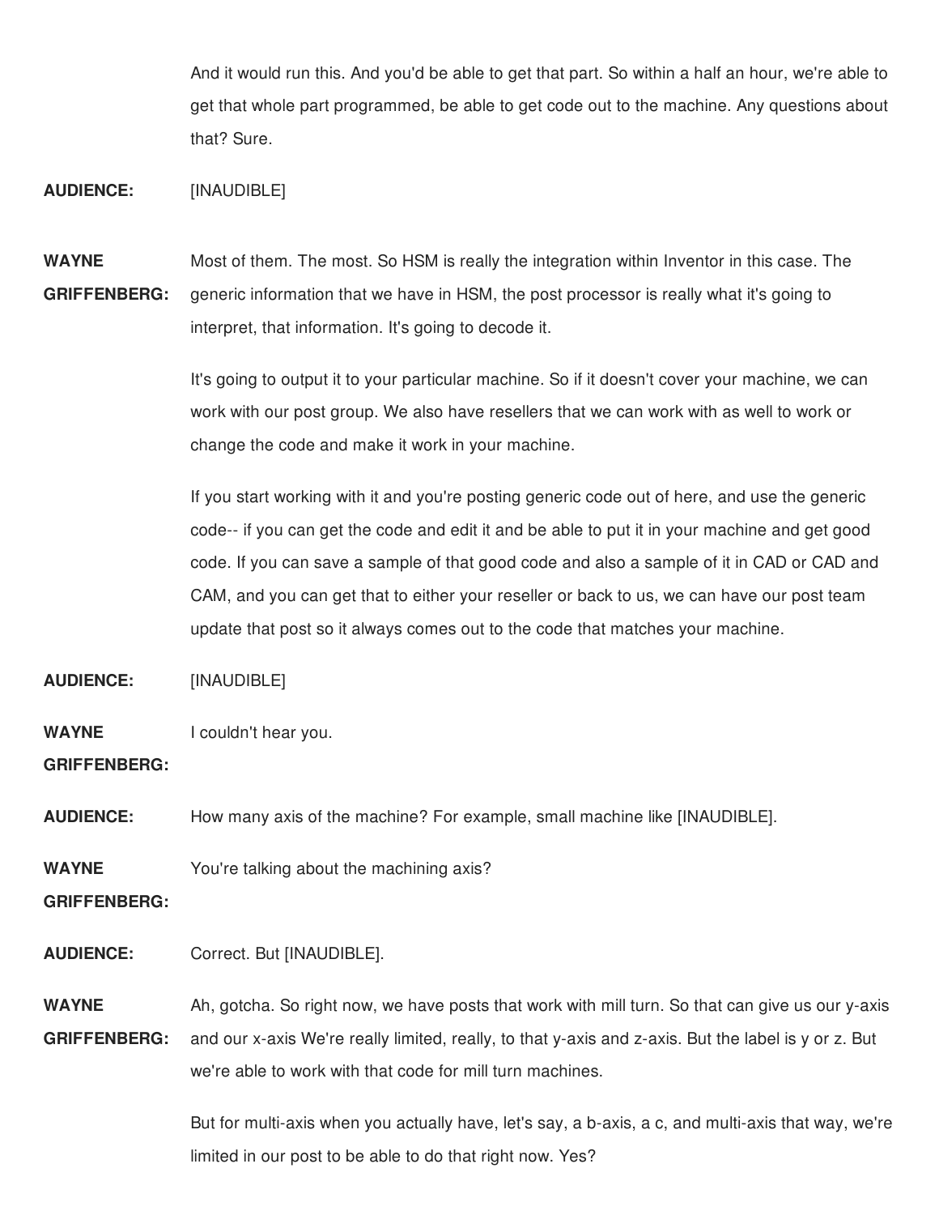And it would run this. And you'd be able to get that part. So within a half an hour, we're able to get that whole part programmed, be able to get code out to the machine. Any questions about that? Sure.

**AUDIENCE:** [INAUDIBLE]

**WAYNE GRIFFENBERG:** Most of them. The most. So HSM is really the integration within Inventor in this case. The generic information that we have in HSM, the post processor is really what it's going to interpret, that information. It's going to decode it.

It's going to output it to your particular machine. So if it doesn't cover your machine, we can work with our post group. We also have resellers that we can work with as well to work or change the code and make it work in your machine.

If you start working with it and you're posting generic code out of here, and use the generic code-- if you can get the code and edit it and be able to put it in your machine and get good code. If you can save a sample of that good code and also a sample of it in CAD or CAD and CAM, and you can get that to either your reseller or back to us, we can have our post team update that post so it always comes out to the code that matches your machine.

**AUDIENCE:** [INAUDIBLE]

**WAYNE GRIFFENBERG:** I couldn't hear you.

**AUDIENCE:** How many axis of the machine? For example, small machine like [INAUDIBLE].

**WAYNE GRIFFENBERG:** You're talking about the machining axis?

**AUDIENCE:** Correct. But [INAUDIBLE].

**WAYNE GRIFFENBERG:** Ah, gotcha. So right now, we have posts that work with mill turn. So that can give us our y-axis and our x-axis We're really limited, really, to that y-axis and z-axis. But the label is y or z. But we're able to work with that code for mill turn machines.

But for multi-axis when you actually have, let's say, a b-axis, a c, and multi-axis that way, we're limited in our post to be able to do that right now. Yes?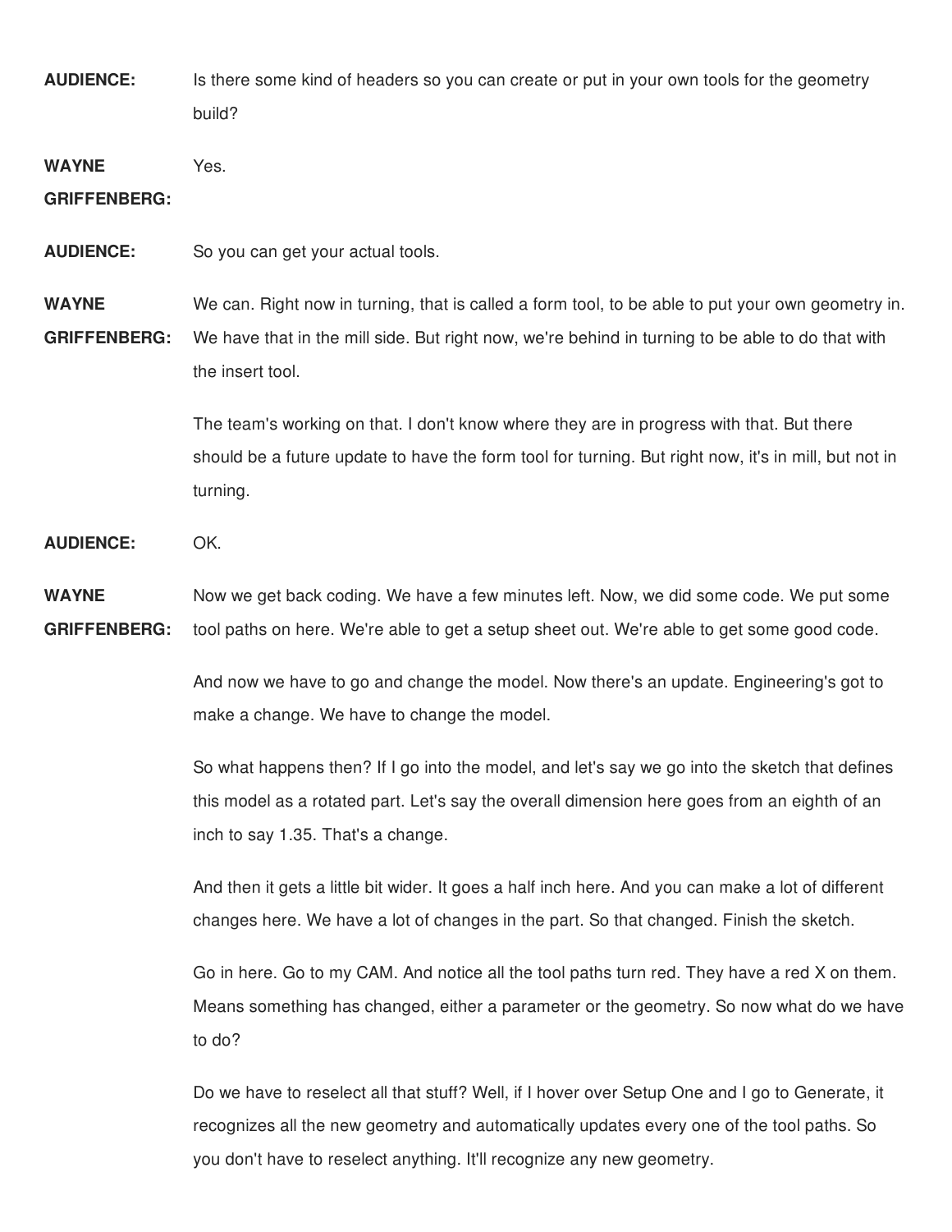**AUDIENCE:** Is there some kind of headers so you can create or put in your own tools for the geometry build?

**WAYNE GRIFFENBERG:** Yes.

**AUDIENCE:** So you can get your actual tools.

**WAYNE GRIFFENBERG:** We can. Right now in turning, that is called a form tool, to be able to put your own geometry in. We have that in the mill side. But right now, we're behind in turning to be able to do that with the insert tool.

The team's working on that. I don't know where they are in progress with that. But there should be a future update to have the form tool for turning. But right now, it's in mill, but not in turning.

**AUDIENCE:** OK.

**WAYNE GRIFFENBERG:** Now we get back coding. We have a few minutes left. Now, we did some code. We put some tool paths on here. We're able to get a setup sheet out. We're able to get some good code.

And now we have to go and change the model. Now there's an update. Engineering's got to make a change. We have to change the model.

So what happens then? If I go into the model, and let's say we go into the sketch that defines this model as a rotated part. Let's say the overall dimension here goes from an eighth of an inch to say 1.35. That's a change.

And then it gets a little bit wider. It goes a half inch here. And you can make a lot of different changes here. We have a lot of changes in the part. So that changed. Finish the sketch.

Go in here. Go to my CAM. And notice all the tool paths turn red. They have a red X on them. Means something has changed, either a parameter or the geometry. So now what do we have to do?

Do we have to reselect all that stuff? Well, if I hover over Setup One and I go to Generate, it recognizes all the new geometry and automatically updates every one of the tool paths. So you don't have to reselect anything. It'll recognize any new geometry.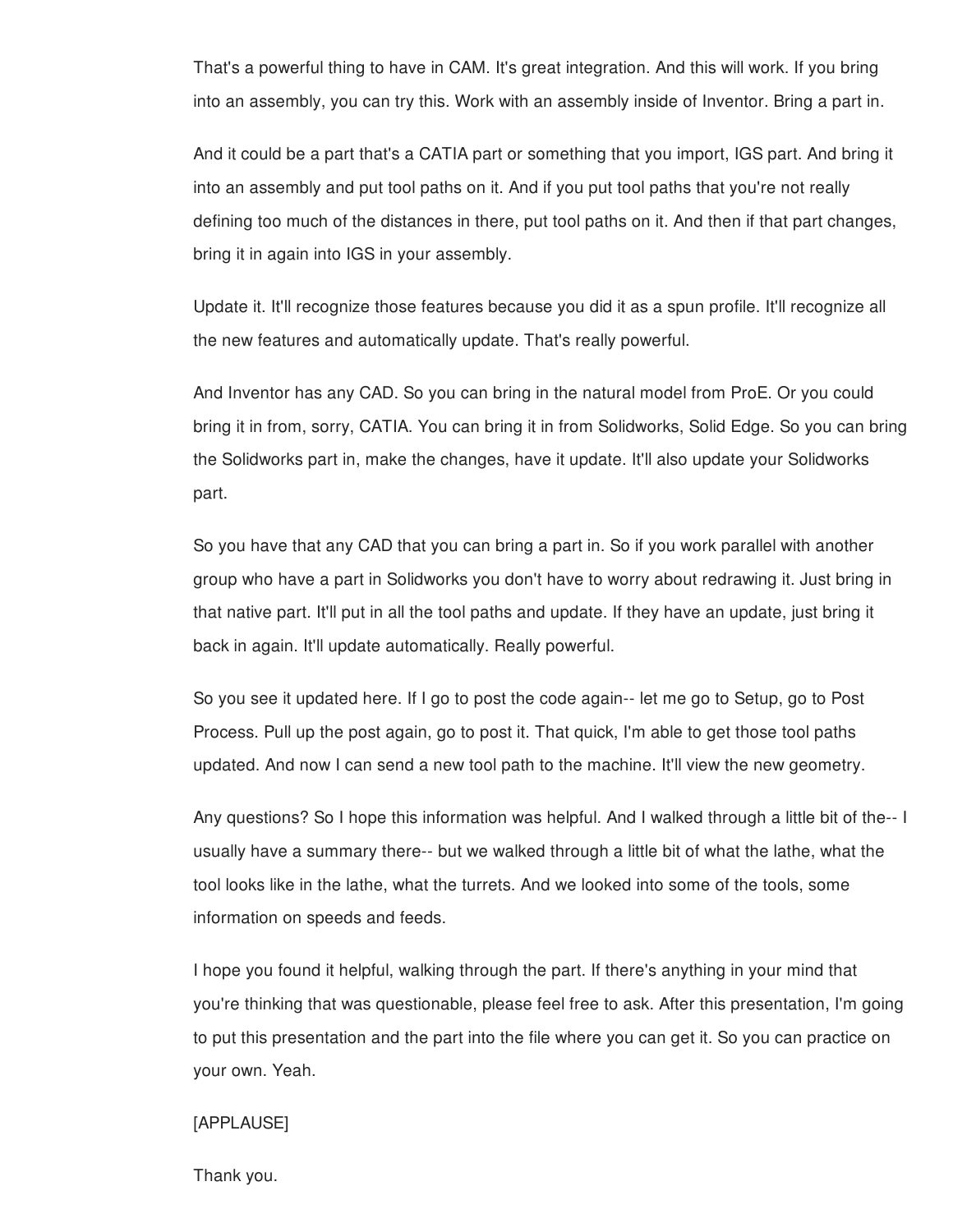That's a powerful thing to have in CAM. It's great integration. And this will work. If you bring into an assembly, you can try this. Work with an assembly inside of Inventor. Bring a part in.

And it could be a part that's a CATIA part or something that you import, IGS part. And bring it into an assembly and put tool paths on it. And if you put tool paths that you're not really defining too much of the distances in there, put tool paths on it. And then if that part changes, bring it in again into IGS in your assembly.

Update it. It'll recognize those features because you did it as a spun profile. It'll recognize all the new features and automatically update. That's really powerful.

And Inventor has any CAD. So you can bring in the natural model from ProE. Or you could bring it in from, sorry, CATIA. You can bring it in from Solidworks, Solid Edge. So you can bring the Solidworks part in, make the changes, have it update. It'll also update your Solidworks part.

So you have that any CAD that you can bring a part in. So if you work parallel with another group who have a part in Solidworks you don't have to worry about redrawing it. Just bring in that native part. It'll put in all the tool paths and update. If they have an update, just bring it back in again. It'll update automatically. Really powerful.

So you see it updated here. If I go to post the code again-- let me go to Setup, go to Post Process. Pull up the post again, go to post it. That quick, I'm able to get those tool paths updated. And now I can send a new tool path to the machine. It'll view the new geometry.

Any questions? So I hope this information was helpful. And I walked through a little bit of the-- I usually have a summary there-- but we walked through a little bit of what the lathe, what the tool looks like in the lathe, what the turrets. And we looked into some of the tools, some information on speeds and feeds.

I hope you found it helpful, walking through the part. If there's anything in your mind that you're thinking that was questionable, please feel free to ask. After this presentation, I'm going to put this presentation and the part into the file where you can get it. So you can practice on your own. Yeah.

[APPLAUSE]

Thank you.